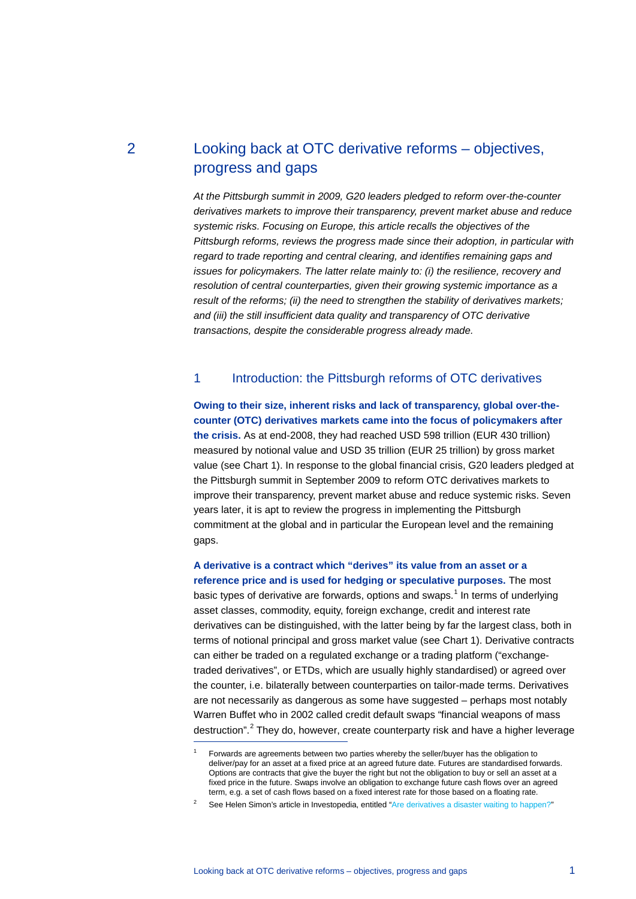# 2 Looking back at OTC derivative reforms – objectives, progress and gaps

*At the Pittsburgh summit in 2009, G20 leaders pledged to reform over-the-counter derivatives markets to improve their transparency, prevent market abuse and reduce systemic risks. Focusing on Europe, this article recalls the objectives of the Pittsburgh reforms, reviews the progress made since their adoption, in particular with regard to trade reporting and central clearing, and identifies remaining gaps and issues for policymakers. The latter relate mainly to: (i) the resilience, recovery and resolution of central counterparties, given their growing systemic importance as a result of the reforms; (ii) the need to strengthen the stability of derivatives markets; and (iii) the still insufficient data quality and transparency of OTC derivative transactions, despite the considerable progress already made.*

## 1 Introduction: the Pittsburgh reforms of OTC derivatives

**Owing to their size, inherent risks and lack of transparency, global over-the-counter (OTC) derivatives markets came into the focus of policymakers after the crisis.** As at end-2008, they had reached USD 598 trillion (EUR 430 trillion) measured by notional value and USD 35 trillion (EUR 25 trillion) by gross market value (see Chart 1). In response to the global financial crisis, G20 leaders pledged at the Pittsburgh summit in September 2009 to reform OTC derivatives markets to improve their transparency, prevent market abuse and reduce systemic risks. Seven years later, it is apt to review the progress in implementing the Pittsburgh commitment at the global and in particular the European level and the remaining gaps.

**A derivative is a contract which "derives" its value from an asset or a reference price and is used for hedging or speculative purposes.** The most basic types of derivative are forwards, options and swaps.[1] In terms of underlying asset classes, commodity, equity, foreign exchange, credit and interest rate derivatives can be distinguished, with the latter being by far the largest class, both in terms of notional principal and gross market value (see Chart 1). Derivative contracts can either be traded on a regulated exchange or a trading platform ("exchange-traded derivatives", or ETDs, which are usually highly standardised) or agreed over the counter, i.e. bilaterally between counterparties on tailor-made terms. Derivatives are not necessarily as dangerous as some have suggested – perhaps most notably Warren Buffet who in 2002 called credit default swaps "financial weapons of mass destruction".[2] They do, however, create counterparty risk and have a higher leverage

---

[1] Forwards are agreements between two parties whereby the seller/buyer has the obligation to deliver/pay for an asset at a fixed price at an agreed future date. Futures are standardised forwards. Options are contracts that give the buyer the right but not the obligation to buy or sell an asset at a fixed price in the future. Swaps involve an obligation to exchange future cash flows over an agreed term, e.g. a set of cash flows based on a fixed interest rate for those based on a floating rate.

[2] See Helen Simon's article in Investopedia, entitled "Are derivatives a disaster waiting to happen?"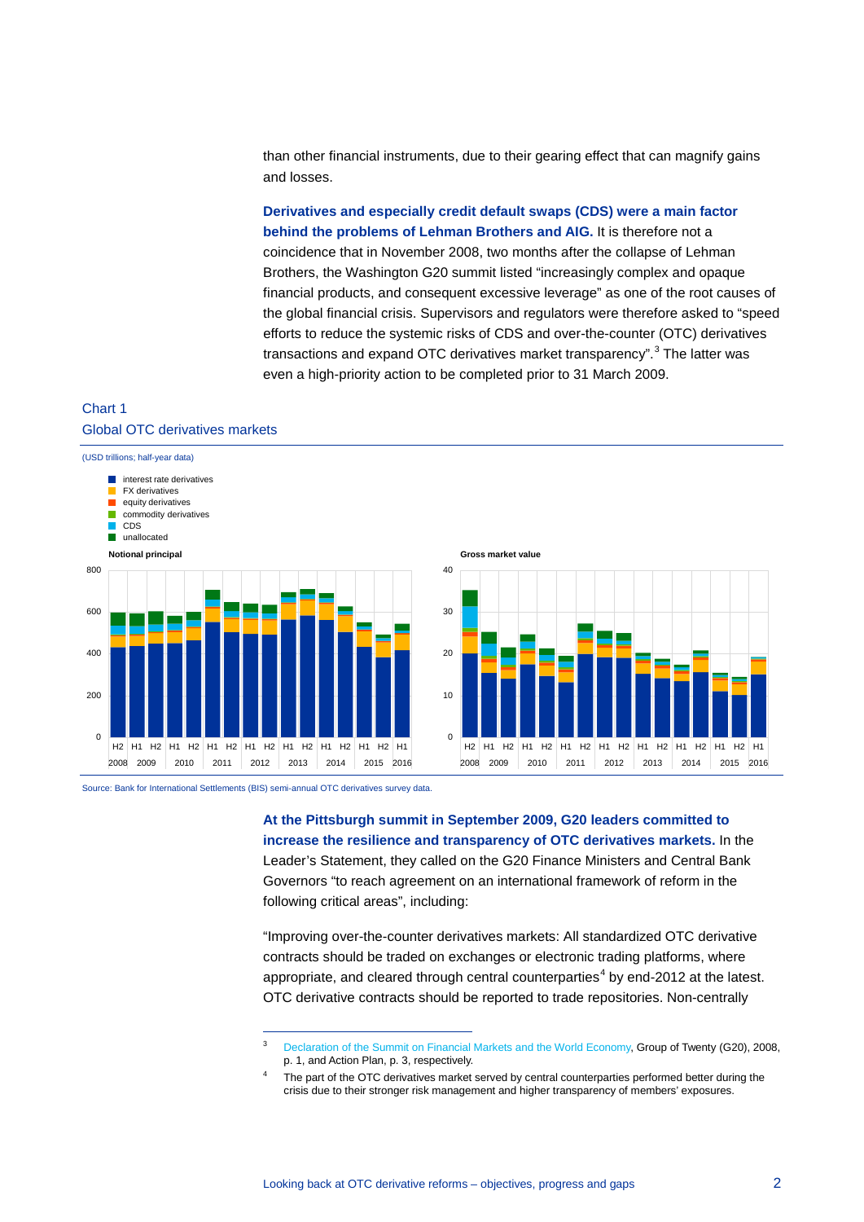than other financial instruments, due to their gearing effect that can magnify gains and losses.

**Derivatives and especially credit default swaps (CDS) were a main factor behind the problems of Lehman Brothers and AIG.** It is therefore not a coincidence that in November 2008, two months after the collapse of Lehman Brothers, the Washington G20 summit listed "increasingly complex and opaque financial products, and consequent excessive leverage" as one of the root causes of the global financial crisis. Supervisors and regulators were therefore asked to "speed efforts to reduce the systemic risks of CDS and over-the-counter (OTC) derivatives transactions and expand OTC derivatives market transparency".[3] The latter was even a high-priority action to be completed prior to 31 March 2009.

Chart 1
Global OTC derivatives markets

(USD trillions; half-year data)

Source: Bank for International Settlements (BIS) semi-annual OTC derivatives survey data.

**At the Pittsburgh summit in September 2009, G20 leaders committed to increase the resilience and transparency of OTC derivatives markets.** In the Leader's Statement, they called on the G20 Finance Ministers and Central Bank Governors "to reach agreement on an international framework of reform in the following critical areas", including:

"Improving over-the-counter derivatives markets: All standardized OTC derivative contracts should be traded on exchanges or electronic trading platforms, where appropriate, and cleared through central counterparties[4] by end-2012 at the latest. OTC derivative contracts should be reported to trade repositories. Non-centrally

---

[3] Declaration of the Summit on Financial Markets and the World Economy, Group of Twenty (G20), 2008, p. 1, and Action Plan, p. 3, respectively.

[4] The part of the OTC derivatives market served by central counterparties performed better during the crisis due to their stronger risk management and higher transparency of members' exposures.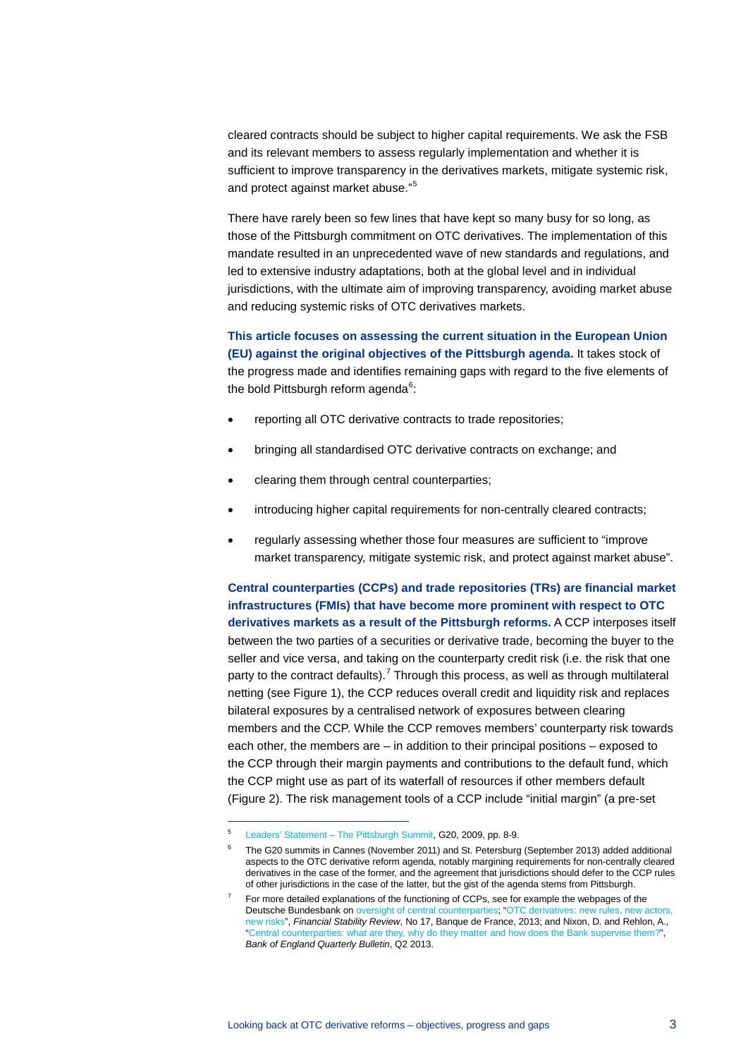cleared contracts should be subject to higher capital requirements. We ask the FSB and its relevant members to assess regularly implementation and whether it is sufficient to improve transparency in the derivatives markets, mitigate systemic risk, and protect against market abuse."[5]

There have rarely been so few lines that have kept so many busy for so long, as those of the Pittsburgh commitment on OTC derivatives. The implementation of this mandate resulted in an unprecedented wave of new standards and regulations, and led to extensive industry adaptations, both at the global level and in individual jurisdictions, with the ultimate aim of improving transparency, avoiding market abuse and reducing systemic risks of OTC derivatives markets.

**This article focuses on assessing the current situation in the European Union (EU) against the original objectives of the Pittsburgh agenda.** It takes stock of the progress made and identifies remaining gaps with regard to the five elements of the bold Pittsburgh reform agenda[6]:

- reporting all OTC derivative contracts to trade repositories;
- bringing all standardised OTC derivative contracts on exchange; and
- clearing them through central counterparties;
- introducing higher capital requirements for non-centrally cleared contracts;
- regularly assessing whether those four measures are sufficient to "improve market transparency, mitigate systemic risk, and protect against market abuse".

**Central counterparties (CCPs) and trade repositories (TRs) are financial market infrastructures (FMIs) that have become more prominent with respect to OTC derivatives markets as a result of the Pittsburgh reforms.** A CCP interposes itself between the two parties of a securities or derivative trade, becoming the buyer to the seller and vice versa, and taking on the counterparty credit risk (i.e. the risk that one party to the contract defaults).[7] Through this process, as well as through multilateral netting (see Figure 1), the CCP reduces overall credit and liquidity risk and replaces bilateral exposures by a centralised network of exposures between clearing members and the CCP. While the CCP removes members' counterparty risk towards each other, the members are – in addition to their principal positions – exposed to the CCP through their margin payments and contributions to the default fund, which the CCP might use as part of its waterfall of resources if other members default (Figure 2). The risk management tools of a CCP include "initial margin" (a pre-set

---

[5] Leaders' Statement – The Pittsburgh Summit, G20, 2009, pp. 8-9.

[6] The G20 summits in Cannes (November 2011) and St. Petersburg (September 2013) added additional aspects to the OTC derivative reform agenda, notably margining requirements for non-centrally cleared derivatives in the case of the former, and the agreement that jurisdictions should defer to the CCP rules of other jurisdictions in the case of the latter, but the gist of the agenda stems from Pittsburgh.

[7] For more detailed explanations of the functioning of CCPs, see for example the webpages of the Deutsche Bundesbank on oversight of central counterparties; "OTC derivatives: new rules, new actors, new risks", *Financial Stability Review*, No 17, Banque de France, 2013; and Nixon, D. and Rehlon, A., "Central counterparties: what are they, why do they matter and how does the Bank supervise them?", *Bank of England Quarterly Bulletin*, Q2 2013.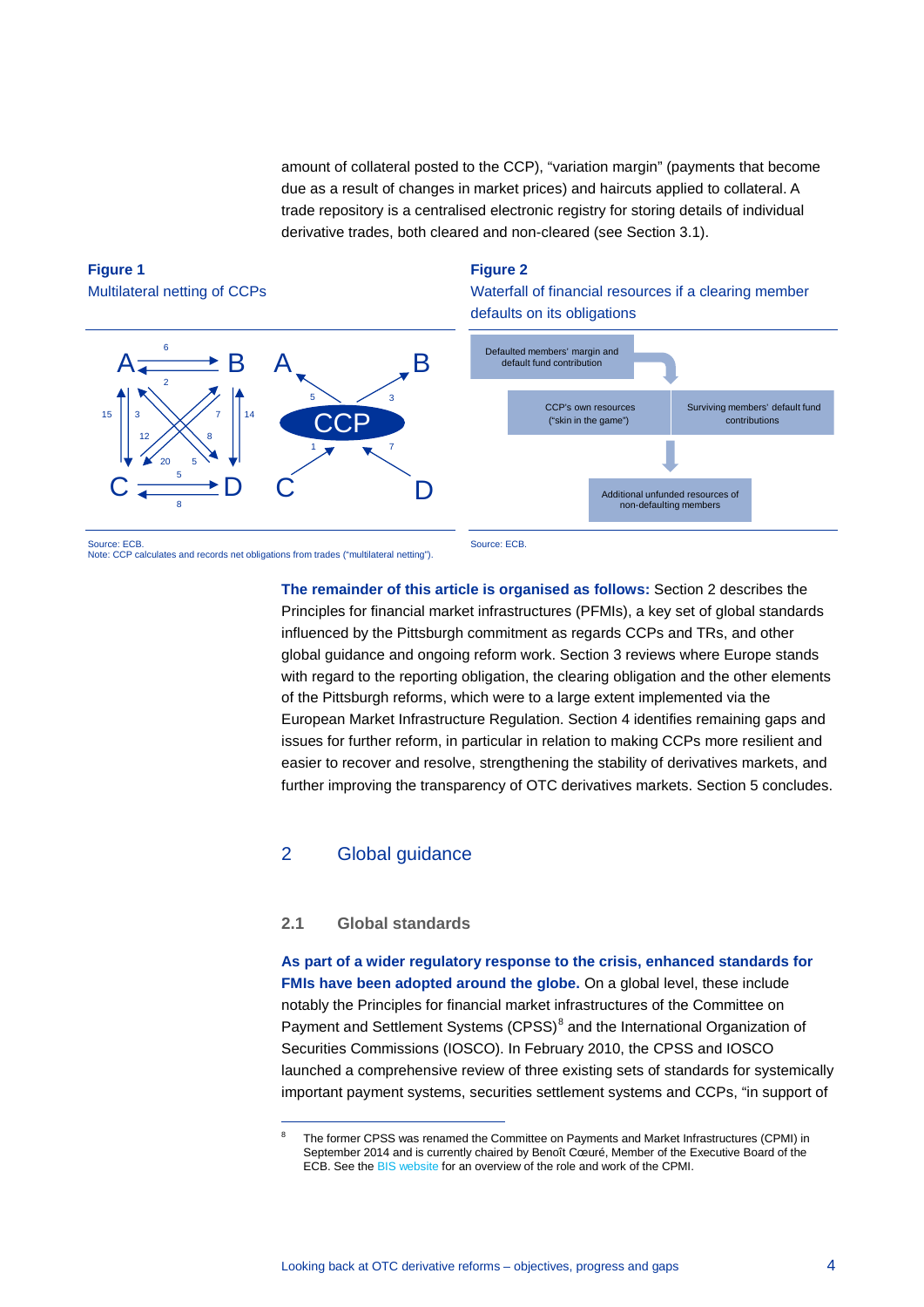amount of collateral posted to the CCP), “variation margin” (payments that become due as a result of changes in market prices) and haircuts applied to collateral. A trade repository is a centralised electronic registry for storing details of individual derivative trades, both cleared and non-cleared (see Section 3.1).

**Figure 1**
Multilateral netting of CCPs

Source: ECB.
Note: CCP calculates and records net obligations from trades (“multilateral netting”).

**Figure 2**
Waterfall of financial resources if a clearing member defaults on its obligations

Defaulted members' margin and default fund contribution

CCP's own resources ("skin in the game")

Surviving members' default fund contributions

Additional unfunded resources of non-defaulting members

Source: ECB.

**The remainder of this article is organised as follows:** Section 2 describes the Principles for financial market infrastructures (PFMIs), a key set of global standards influenced by the Pittsburgh commitment as regards CCPs and TRs, and other global guidance and ongoing reform work. Section 3 reviews where Europe stands with regard to the reporting obligation, the clearing obligation and the other elements of the Pittsburgh reforms, which were to a large extent implemented via the European Market Infrastructure Regulation. Section 4 identifies remaining gaps and issues for further reform, in particular in relation to making CCPs more resilient and easier to recover and resolve, strengthening the stability of derivatives markets, and further improving the transparency of OTC derivatives markets. Section 5 concludes.

## 2 Global guidance

### 2.1 Global standards

**As part of a wider regulatory response to the crisis, enhanced standards for FMIs have been adopted around the globe.** On a global level, these include notably the Principles for financial market infrastructures of the Committee on Payment and Settlement Systems (CPSS)[8] and the International Organization of Securities Commissions (IOSCO). In February 2010, the CPSS and IOSCO launched a comprehensive review of three existing sets of standards for systemically important payment systems, securities settlement systems and CCPs, “in support of

[8] The former CPSS was renamed the Committee on Payments and Market Infrastructures (CPMI) in September 2014 and is currently chaired by Benoît Cœuré, Member of the Executive Board of the ECB. See the BIS website for an overview of the role and work of the CPMI.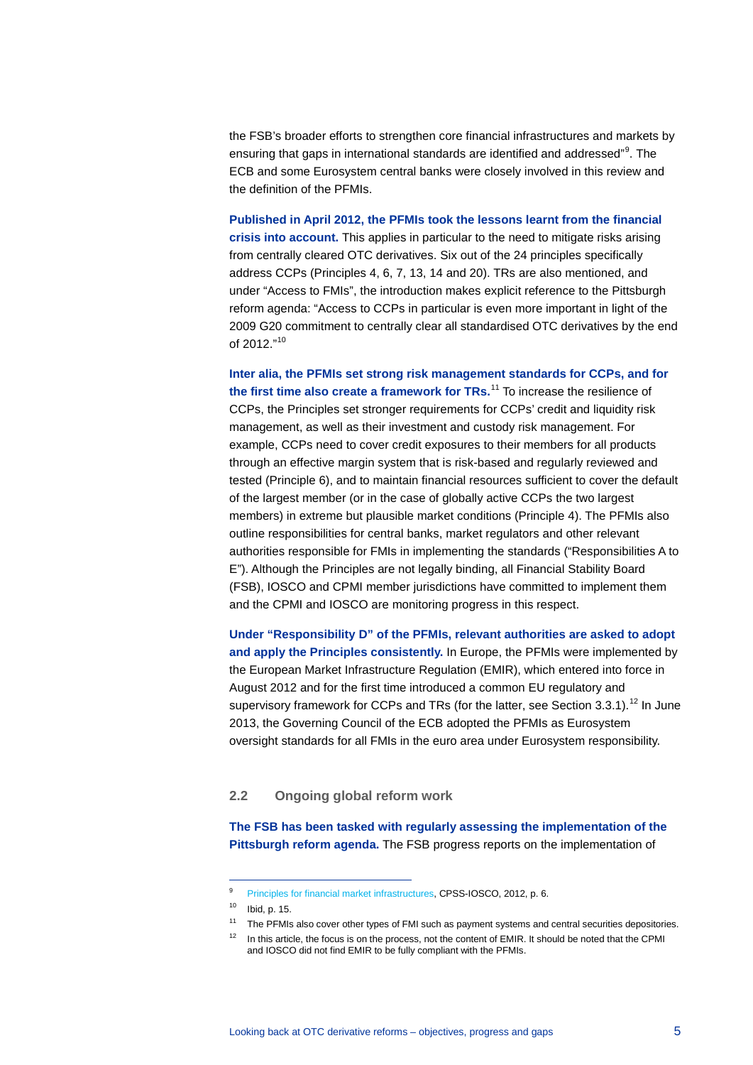the FSB's broader efforts to strengthen core financial infrastructures and markets by ensuring that gaps in international standards are identified and addressed"[9]. The ECB and some Eurosystem central banks were closely involved in this review and the definition of the PFMIs.

**Published in April 2012, the PFMIs took the lessons learnt from the financial crisis into account.** This applies in particular to the need to mitigate risks arising from centrally cleared OTC derivatives. Six out of the 24 principles specifically address CCPs (Principles 4, 6, 7, 13, 14 and 20). TRs are also mentioned, and under "Access to FMIs", the introduction makes explicit reference to the Pittsburgh reform agenda: "Access to CCPs in particular is even more important in light of the 2009 G20 commitment to centrally clear all standardised OTC derivatives by the end of 2012."[10]

**Inter alia, the PFMIs set strong risk management standards for CCPs, and for the first time also create a framework for TRs.**[11] To increase the resilience of CCPs, the Principles set stronger requirements for CCPs' credit and liquidity risk management, as well as their investment and custody risk management. For example, CCPs need to cover credit exposures to their members for all products through an effective margin system that is risk-based and regularly reviewed and tested (Principle 6), and to maintain financial resources sufficient to cover the default of the largest member (or in the case of globally active CCPs the two largest members) in extreme but plausible market conditions (Principle 4). The PFMIs also outline responsibilities for central banks, market regulators and other relevant authorities responsible for FMIs in implementing the standards ("Responsibilities A to E"). Although the Principles are not legally binding, all Financial Stability Board (FSB), IOSCO and CPMI member jurisdictions have committed to implement them and the CPMI and IOSCO are monitoring progress in this respect.

**Under "Responsibility D" of the PFMIs, relevant authorities are asked to adopt and apply the Principles consistently.** In Europe, the PFMIs were implemented by the European Market Infrastructure Regulation (EMIR), which entered into force in August 2012 and for the first time introduced a common EU regulatory and supervisory framework for CCPs and TRs (for the latter, see Section 3.3.1).[12] In June 2013, the Governing Council of the ECB adopted the PFMIs as Eurosystem oversight standards for all FMIs in the euro area under Eurosystem responsibility.

## 2.2 Ongoing global reform work

**The FSB has been tasked with regularly assessing the implementation of the Pittsburgh reform agenda.** The FSB progress reports on the implementation of

---

[9] Principles for financial market infrastructures, CPSS-IOSCO, 2012, p. 6.

[10] Ibid, p. 15.

[11] The PFMIs also cover other types of FMI such as payment systems and central securities depositories.

[12] In this article, the focus is on the process, not the content of EMIR. It should be noted that the CPMI and IOSCO did not find EMIR to be fully compliant with the PFMIs.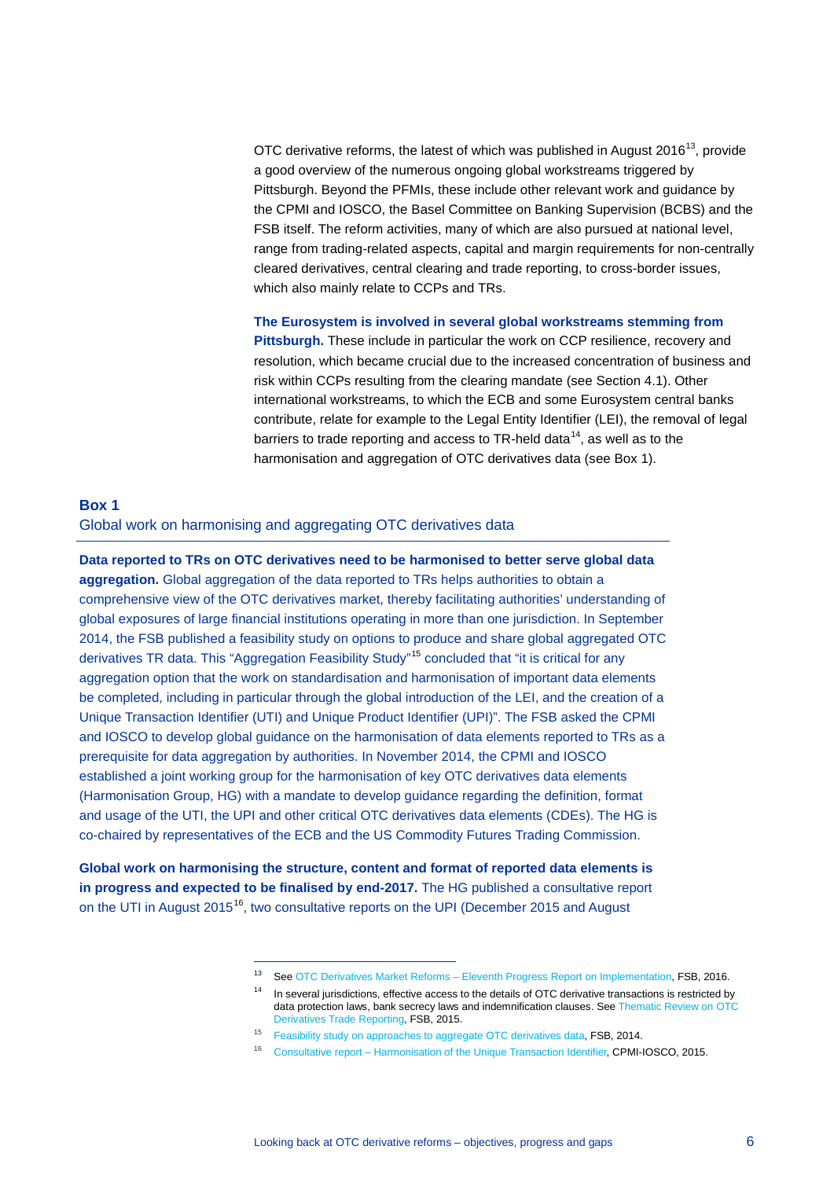OTC derivative reforms, the latest of which was published in August 2016[13], provide a good overview of the numerous ongoing global workstreams triggered by Pittsburgh. Beyond the PFMIs, these include other relevant work and guidance by the CPMI and IOSCO, the Basel Committee on Banking Supervision (BCBS) and the FSB itself. The reform activities, many of which are also pursued at national level, range from trading-related aspects, capital and margin requirements for non-centrally cleared derivatives, central clearing and trade reporting, to cross-border issues, which also mainly relate to CCPs and TRs.

**The Eurosystem is involved in several global workstreams stemming from Pittsburgh.** These include in particular the work on CCP resilience, recovery and resolution, which became crucial due to the increased concentration of business and risk within CCPs resulting from the clearing mandate (see Section 4.1). Other international workstreams, to which the ECB and some Eurosystem central banks contribute, relate for example to the Legal Entity Identifier (LEI), the removal of legal barriers to trade reporting and access to TR-held data[14], as well as to the harmonisation and aggregation of OTC derivatives data (see Box 1).

### Box 1
Global work on harmonising and aggregating OTC derivatives data

**Data reported to TRs on OTC derivatives need to be harmonised to better serve global data aggregation.** Global aggregation of the data reported to TRs helps authorities to obtain a comprehensive view of the OTC derivatives market, thereby facilitating authorities' understanding of global exposures of large financial institutions operating in more than one jurisdiction. In September 2014, the FSB published a feasibility study on options to produce and share global aggregated OTC derivatives TR data. This "Aggregation Feasibility Study"[15] concluded that "it is critical for any aggregation option that the work on standardisation and harmonisation of important data elements be completed, including in particular through the global introduction of the LEI, and the creation of a Unique Transaction Identifier (UTI) and Unique Product Identifier (UPI)". The FSB asked the CPMI and IOSCO to develop global guidance on the harmonisation of data elements reported to TRs as a prerequisite for data aggregation by authorities. In November 2014, the CPMI and IOSCO established a joint working group for the harmonisation of key OTC derivatives data elements (Harmonisation Group, HG) with a mandate to develop guidance regarding the definition, format and usage of the UTI, the UPI and other critical OTC derivatives data elements (CDEs). The HG is co-chaired by representatives of the ECB and the US Commodity Futures Trading Commission.

**Global work on harmonising the structure, content and format of reported data elements is in progress and expected to be finalised by end-2017.** The HG published a consultative report on the UTI in August 2015[16], two consultative reports on the UPI (December 2015 and August

---

[13] See OTC Derivatives Market Reforms – Eleventh Progress Report on Implementation, FSB, 2016.

[14] In several jurisdictions, effective access to the details of OTC derivative transactions is restricted by data protection laws, bank secrecy laws and indemnification clauses. See Thematic Review on OTC Derivatives Trade Reporting, FSB, 2015.

[15] Feasibility study on approaches to aggregate OTC derivatives data, FSB, 2014.

[16] Consultative report – Harmonisation of the Unique Transaction Identifier, CPMI-IOSCO, 2015.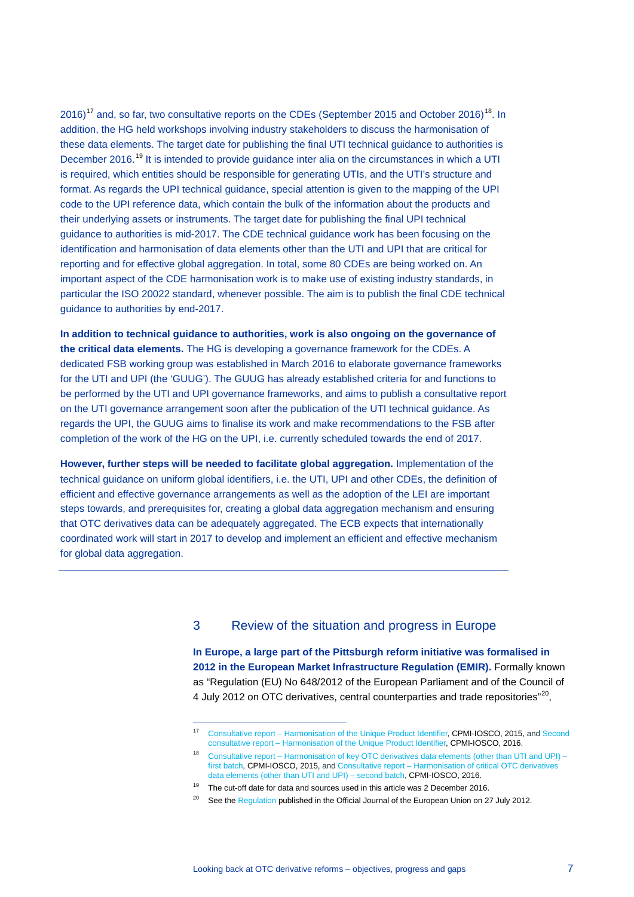2016)[17] and, so far, two consultative reports on the CDEs (September 2015 and October 2016)[18]. In addition, the HG held workshops involving industry stakeholders to discuss the harmonisation of these data elements. The target date for publishing the final UTI technical guidance to authorities is December 2016.[19] It is intended to provide guidance inter alia on the circumstances in which a UTI is required, which entities should be responsible for generating UTIs, and the UTI's structure and format. As regards the UPI technical guidance, special attention is given to the mapping of the UPI code to the UPI reference data, which contain the bulk of the information about the products and their underlying assets or instruments. The target date for publishing the final UPI technical guidance to authorities is mid-2017. The CDE technical guidance work has been focusing on the identification and harmonisation of data elements other than the UTI and UPI that are critical for reporting and for effective global aggregation. In total, some 80 CDEs are being worked on. An important aspect of the CDE harmonisation work is to make use of existing industry standards, in particular the ISO 20022 standard, whenever possible. The aim is to publish the final CDE technical guidance to authorities by end-2017.

**In addition to technical guidance to authorities, work is also ongoing on the governance of the critical data elements.** The HG is developing a governance framework for the CDEs. A dedicated FSB working group was established in March 2016 to elaborate governance frameworks for the UTI and UPI (the 'GUUG'). The GUUG has already established criteria for and functions to be performed by the UTI and UPI governance frameworks, and aims to publish a consultative report on the UTI governance arrangement soon after the publication of the UTI technical guidance. As regards the UPI, the GUUG aims to finalise its work and make recommendations to the FSB after completion of the work of the HG on the UPI, i.e. currently scheduled towards the end of 2017.

**However, further steps will be needed to facilitate global aggregation.** Implementation of the technical guidance on uniform global identifiers, i.e. the UTI, UPI and other CDEs, the definition of efficient and effective governance arrangements as well as the adoption of the LEI are important steps towards, and prerequisites for, creating a global data aggregation mechanism and ensuring that OTC derivatives data can be adequately aggregated. The ECB expects that internationally coordinated work will start in 2017 to develop and implement an efficient and effective mechanism for global data aggregation.

---

## 3 Review of the situation and progress in Europe

**In Europe, a large part of the Pittsburgh reform initiative was formalised in 2012 in the European Market Infrastructure Regulation (EMIR).** Formally known as "Regulation (EU) No 648/2012 of the European Parliament and of the Council of 4 July 2012 on OTC derivatives, central counterparties and trade repositories"[20],

---

[17] Consultative report – Harmonisation of the Unique Product Identifier, CPMI-IOSCO, 2015, and Second consultative report – Harmonisation of the Unique Product Identifier, CPMI-IOSCO, 2016.

[18] Consultative report – Harmonisation of key OTC derivatives data elements (other than UTI and UPI) – first batch, CPMI-IOSCO, 2015, and Consultative report – Harmonisation of critical OTC derivatives data elements (other than UTI and UPI) – second batch, CPMI-IOSCO, 2016.

[19] The cut-off date for data and sources used in this article was 2 December 2016.

[20] See the Regulation published in the Official Journal of the European Union on 27 July 2012.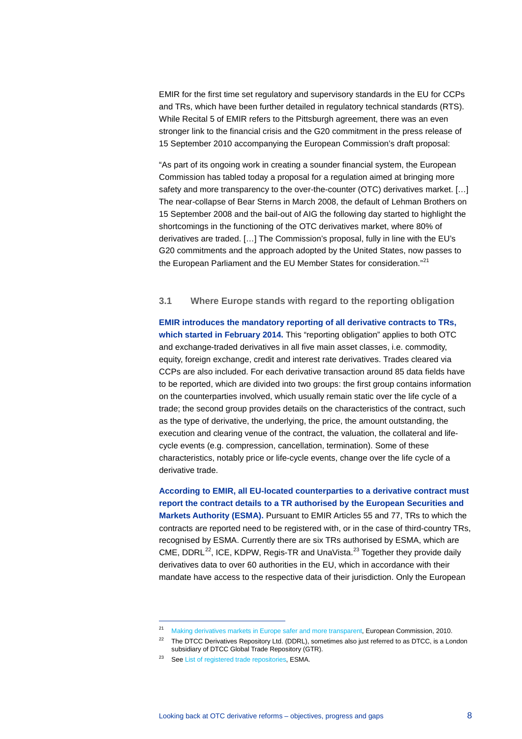EMIR for the first time set regulatory and supervisory standards in the EU for CCPs and TRs, which have been further detailed in regulatory technical standards (RTS). While Recital 5 of EMIR refers to the Pittsburgh agreement, there was an even stronger link to the financial crisis and the G20 commitment in the press release of 15 September 2010 accompanying the European Commission's draft proposal:

"As part of its ongoing work in creating a sounder financial system, the European Commission has tabled today a proposal for a regulation aimed at bringing more safety and more transparency to the over-the-counter (OTC) derivatives market. […] The near-collapse of Bear Sterns in March 2008, the default of Lehman Brothers on 15 September 2008 and the bail-out of AIG the following day started to highlight the shortcomings in the functioning of the OTC derivatives market, where 80% of derivatives are traded. […] The Commission's proposal, fully in line with the EU's G20 commitments and the approach adopted by the United States, now passes to the European Parliament and the EU Member States for consideration."[21]

### 3.1 Where Europe stands with regard to the reporting obligation

**EMIR introduces the mandatory reporting of all derivative contracts to TRs, which started in February 2014.** This "reporting obligation" applies to both OTC and exchange-traded derivatives in all five main asset classes, i.e. commodity, equity, foreign exchange, credit and interest rate derivatives. Trades cleared via CCPs are also included. For each derivative transaction around 85 data fields have to be reported, which are divided into two groups: the first group contains information on the counterparties involved, which usually remain static over the life cycle of a trade; the second group provides details on the characteristics of the contract, such as the type of derivative, the underlying, the price, the amount outstanding, the execution and clearing venue of the contract, the valuation, the collateral and life-cycle events (e.g. compression, cancellation, termination). Some of these characteristics, notably price or life-cycle events, change over the life cycle of a derivative trade.

**According to EMIR, all EU-located counterparties to a derivative contract must report the contract details to a TR authorised by the European Securities and Markets Authority (ESMA).** Pursuant to EMIR Articles 55 and 77, TRs to which the contracts are reported need to be registered with, or in the case of third-country TRs, recognised by ESMA. Currently there are six TRs authorised by ESMA, which are CME, DDRL[22], ICE, KDPW, Regis-TR and UnaVista.[23] Together they provide daily derivatives data to over 60 authorities in the EU, which in accordance with their mandate have access to the respective data of their jurisdiction. Only the European

---

[21] Making derivatives markets in Europe safer and more transparent, European Commission, 2010.

[22] The DTCC Derivatives Repository Ltd. (DDRL), sometimes also just referred to as DTCC, is a London subsidiary of DTCC Global Trade Repository (GTR).

[23] See List of registered trade repositories, ESMA.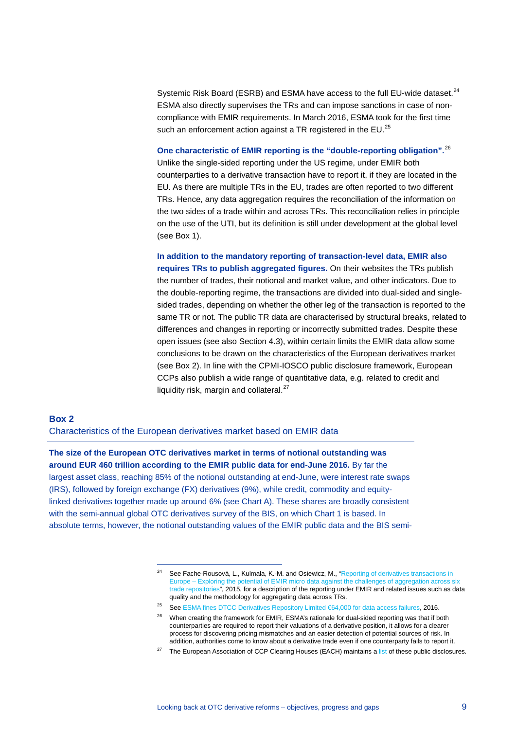Systemic Risk Board (ESRB) and ESMA have access to the full EU-wide dataset.[24] ESMA also directly supervises the TRs and can impose sanctions in case of non-compliance with EMIR requirements. In March 2016, ESMA took for the first time such an enforcement action against a TR registered in the EU.[25]

**One characteristic of EMIR reporting is the "double-reporting obligation".**[26] Unlike the single-sided reporting under the US regime, under EMIR both counterparties to a derivative transaction have to report it, if they are located in the EU. As there are multiple TRs in the EU, trades are often reported to two different TRs. Hence, any data aggregation requires the reconciliation of the information on the two sides of a trade within and across TRs. This reconciliation relies in principle on the use of the UTI, but its definition is still under development at the global level (see Box 1).

**In addition to the mandatory reporting of transaction-level data, EMIR also requires TRs to publish aggregated figures.** On their websites the TRs publish the number of trades, their notional and market value, and other indicators. Due to the double-reporting regime, the transactions are divided into dual-sided and single-sided trades, depending on whether the other leg of the transaction is reported to the same TR or not. The public TR data are characterised by structural breaks, related to differences and changes in reporting or incorrectly submitted trades. Despite these open issues (see also Section 4.3), within certain limits the EMIR data allow some conclusions to be drawn on the characteristics of the European derivatives market (see Box 2). In line with the CPMI-IOSCO public disclosure framework, European CCPs also publish a wide range of quantitative data, e.g. related to credit and liquidity risk, margin and collateral.[27]

### Box 2
Characteristics of the European derivatives market based on EMIR data

**The size of the European OTC derivatives market in terms of notional outstanding was around EUR 460 trillion according to the EMIR public data for end-June 2016.** By far the largest asset class, reaching 85% of the notional outstanding at end-June, were interest rate swaps (IRS), followed by foreign exchange (FX) derivatives (9%), while credit, commodity and equity-linked derivatives together made up around 6% (see Chart A). These shares are broadly consistent with the semi-annual global OTC derivatives survey of the BIS, on which Chart 1 is based. In absolute terms, however, the notional outstanding values of the EMIR public data and the BIS semi-

---

[24] See Fache-Rousová, L., Kulmala, K.-M. and Osiewicz, M., "Reporting of derivatives transactions in Europe – Exploring the potential of EMIR micro data against the challenges of aggregation across six trade repositories", 2015, for a description of the reporting under EMIR and related issues such as data quality and the methodology for aggregating data across TRs.

[25] See ESMA fines DTCC Derivatives Repository Limited €64,000 for data access failures, 2016.

[26] When creating the framework for EMIR, ESMA's rationale for dual-sided reporting was that if both counterparties are required to report their valuations of a derivative position, it allows for a clearer process for discovering pricing mismatches and an easier detection of potential sources of risk. In addition, authorities come to know about a derivative trade even if one counterparty fails to report it.

[27] The European Association of CCP Clearing Houses (EACH) maintains a list of these public disclosures.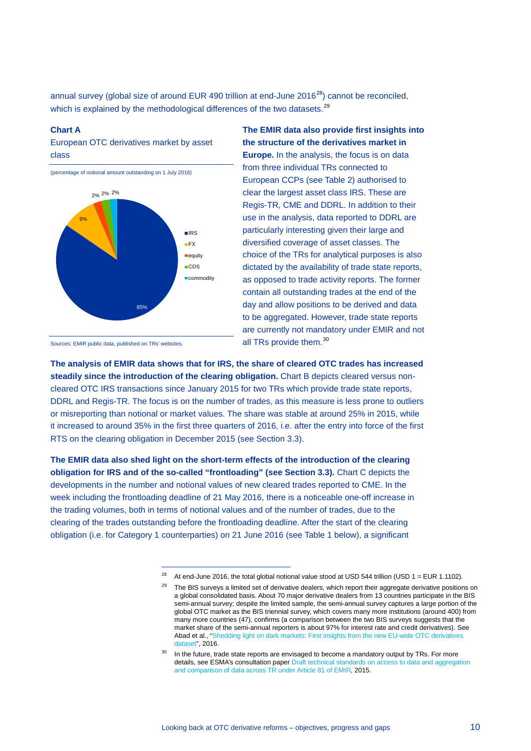annual survey (global size of around EUR 490 trillion at end-June 2016[28]) cannot be reconciled, which is explained by the methodological differences of the two datasets.[29]

**Chart A**

European OTC derivatives market by asset class

(percentage of notional amount outstanding on 1 July 2016)

Sources: EMIR public data, published on TRs' websites.

**The EMIR data also provide first insights into the structure of the derivatives market in Europe.** In the analysis, the focus is on data from three individual TRs connected to European CCPs (see Table 2) authorised to clear the largest asset class IRS. These are Regis-TR, CME and DDRL. In addition to their use in the analysis, data reported to DDRL are particularly interesting given their large and diversified coverage of asset classes. The choice of the TRs for analytical purposes is also dictated by the availability of trade state reports, as opposed to trade activity reports. The former contain all outstanding trades at the end of the day and allow positions to be derived and data to be aggregated. However, trade state reports are currently not mandatory under EMIR and not all TRs provide them.[30]

**The analysis of EMIR data shows that for IRS, the share of cleared OTC trades has increased steadily since the introduction of the clearing obligation.** Chart B depicts cleared versus non-cleared OTC IRS transactions since January 2015 for two TRs which provide trade state reports, DDRL and Regis-TR. The focus is on the number of trades, as this measure is less prone to outliers or misreporting than notional or market values. The share was stable at around 25% in 2015, while it increased to around 35% in the first three quarters of 2016, i.e. after the entry into force of the first RTS on the clearing obligation in December 2015 (see Section 3.3).

**The EMIR data also shed light on the short-term effects of the introduction of the clearing obligation for IRS and of the so-called "frontloading" (see Section 3.3).** Chart C depicts the developments in the number and notional values of new cleared trades reported to CME. In the week including the frontloading deadline of 21 May 2016, there is a noticeable one-off increase in the trading volumes, both in terms of notional values and of the number of trades, due to the clearing of the trades outstanding before the frontloading deadline. After the start of the clearing obligation (i.e. for Category 1 counterparties) on 21 June 2016 (see Table 1 below), a significant

---

[28] At end-June 2016, the total global notional value stood at USD 544 trillion (USD 1 = EUR 1.1102).

[29] The BIS surveys a limited set of derivative dealers, which report their aggregate derivative positions on a global consolidated basis. About 70 major derivative dealers from 13 countries participate in the BIS semi-annual survey; despite the limited sample, the semi-annual survey captures a large portion of the global OTC market as the BIS triennial survey, which covers many more institutions (around 400) from many more countries (47), confirms (a comparison between the two BIS surveys suggests that the market share of the semi-annual reporters is about 97% for interest rate and credit derivatives). See Abad et al., "Shedding light on dark markets: First insights from the new EU-wide OTC derivatives dataset", 2016.

[30] In the future, trade state reports are envisaged to become a mandatory output by TRs. For more details, see ESMA's consultation paper Draft technical standards on access to data and aggregation and comparison of data across TR under Article 81 of EMIR, 2015.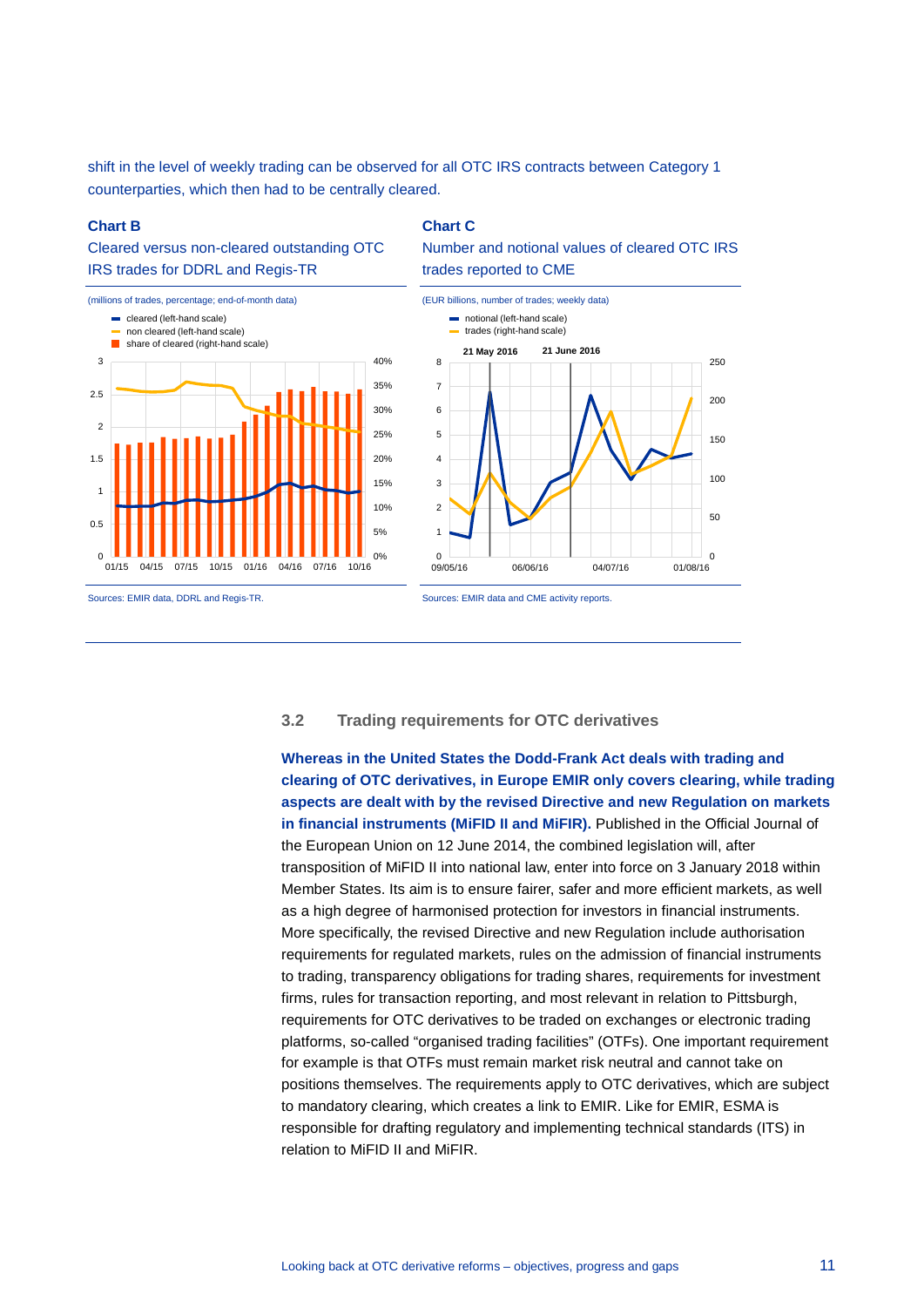shift in the level of weekly trading can be observed for all OTC IRS contracts between Category 1 counterparties, which then had to be centrally cleared.

**Chart B**

Cleared versus non-cleared outstanding OTC IRS trades for DDRL and Regis-TR

(millions of trades, percentage; end-of-month data)

- cleared (left-hand scale)
- non cleared (left-hand scale)
- share of cleared (right-hand scale)

Sources: EMIR data, DDRL and Regis-TR.

**Chart C**

Number and notional values of cleared OTC IRS trades reported to CME

(EUR billions, number of trades; weekly data)

- notional (left-hand scale)
- trades (right-hand scale)

21 May 2016

21 June 2016

Sources: EMIR data and CME activity reports.

### 3.2 Trading requirements for OTC derivatives

**Whereas in the United States the Dodd-Frank Act deals with trading and clearing of OTC derivatives, in Europe EMIR only covers clearing, while trading aspects are dealt with by the revised Directive and new Regulation on markets in financial instruments (MiFID II and MiFIR).** Published in the Official Journal of the European Union on 12 June 2014, the combined legislation will, after transposition of MiFID II into national law, enter into force on 3 January 2018 within Member States. Its aim is to ensure fairer, safer and more efficient markets, as well as a high degree of harmonised protection for investors in financial instruments. More specifically, the revised Directive and new Regulation include authorisation requirements for regulated markets, rules on the admission of financial instruments to trading, transparency obligations for trading shares, requirements for investment firms, rules for transaction reporting, and most relevant in relation to Pittsburgh, requirements for OTC derivatives to be traded on exchanges or electronic trading platforms, so-called "organised trading facilities" (OTFs). One important requirement for example is that OTFs must remain market risk neutral and cannot take on positions themselves. The requirements apply to OTC derivatives, which are subject to mandatory clearing, which creates a link to EMIR. Like for EMIR, ESMA is responsible for drafting regulatory and implementing technical standards (ITS) in relation to MiFID II and MiFIR.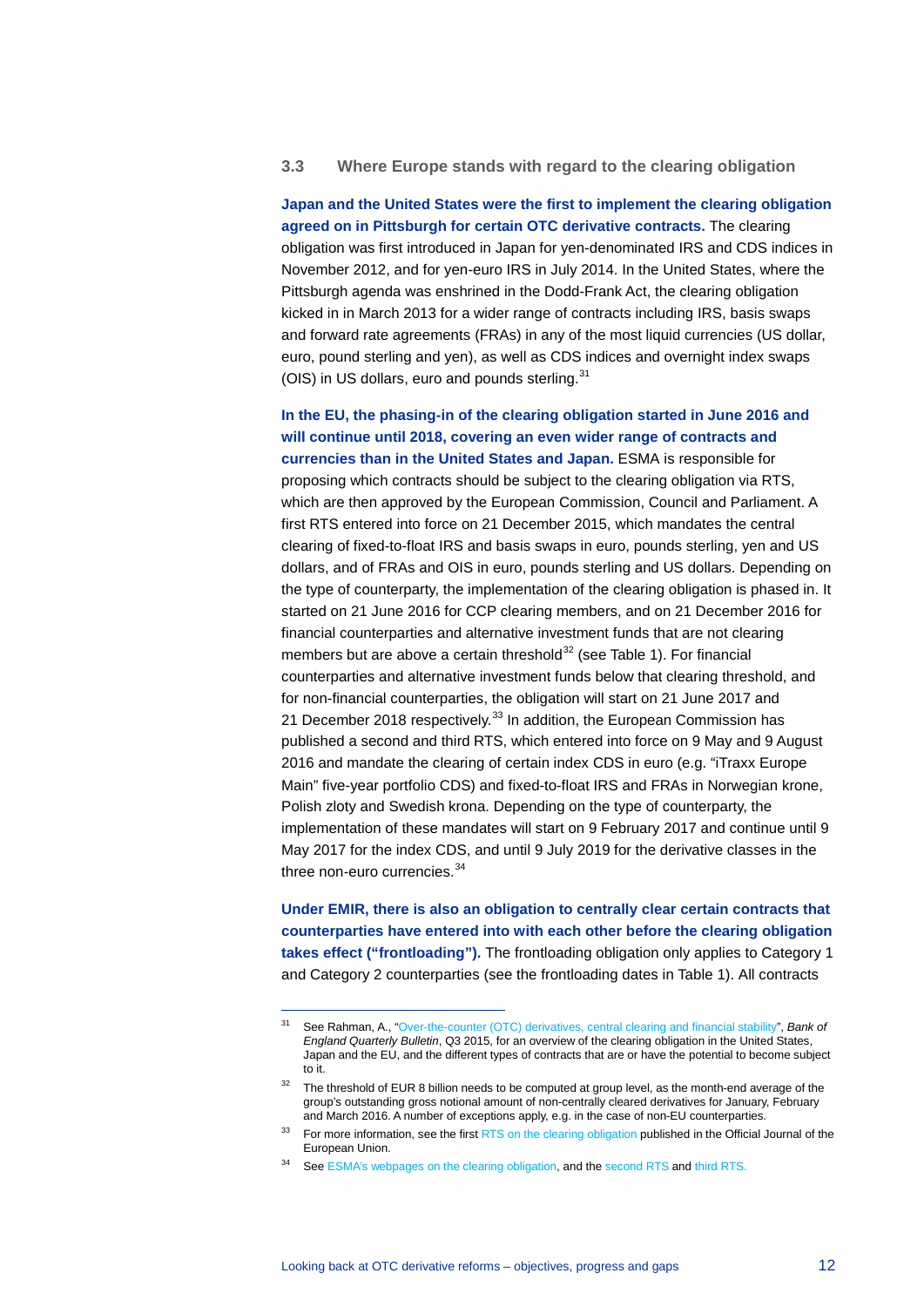### 3.3 Where Europe stands with regard to the clearing obligation

**Japan and the United States were the first to implement the clearing obligation agreed on in Pittsburgh for certain OTC derivative contracts.** The clearing obligation was first introduced in Japan for yen-denominated IRS and CDS indices in November 2012, and for yen-euro IRS in July 2014. In the United States, where the Pittsburgh agenda was enshrined in the Dodd-Frank Act, the clearing obligation kicked in in March 2013 for a wider range of contracts including IRS, basis swaps and forward rate agreements (FRAs) in any of the most liquid currencies (US dollar, euro, pound sterling and yen), as well as CDS indices and overnight index swaps (OIS) in US dollars, euro and pounds sterling.[31]

**In the EU, the phasing-in of the clearing obligation started in June 2016 and will continue until 2018, covering an even wider range of contracts and currencies than in the United States and Japan.** ESMA is responsible for proposing which contracts should be subject to the clearing obligation via RTS, which are then approved by the European Commission, Council and Parliament. A first RTS entered into force on 21 December 2015, which mandates the central clearing of fixed-to-float IRS and basis swaps in euro, pounds sterling, yen and US dollars, and of FRAs and OIS in euro, pounds sterling and US dollars. Depending on the type of counterparty, the implementation of the clearing obligation is phased in. It started on 21 June 2016 for CCP clearing members, and on 21 December 2016 for financial counterparties and alternative investment funds that are not clearing members but are above a certain threshold[32] (see Table 1). For financial counterparties and alternative investment funds below that clearing threshold, and for non-financial counterparties, the obligation will start on 21 June 2017 and 21 December 2018 respectively.[33] In addition, the European Commission has published a second and third RTS, which entered into force on 9 May and 9 August 2016 and mandate the clearing of certain index CDS in euro (e.g. "iTraxx Europe Main" five-year portfolio CDS) and fixed-to-float IRS and FRAs in Norwegian krone, Polish zloty and Swedish krona. Depending on the type of counterparty, the implementation of these mandates will start on 9 February 2017 and continue until 9 May 2017 for the index CDS, and until 9 July 2019 for the derivative classes in the three non-euro currencies.[34]

**Under EMIR, there is also an obligation to centrally clear certain contracts that counterparties have entered into with each other before the clearing obligation takes effect ("frontloading").** The frontloading obligation only applies to Category 1 and Category 2 counterparties (see the frontloading dates in Table 1). All contracts

---

[31] See Rahman, A., "Over-the-counter (OTC) derivatives, central clearing and financial stability", *Bank of England Quarterly Bulletin*, Q3 2015, for an overview of the clearing obligation in the United States, Japan and the EU, and the different types of contracts that are or have the potential to become subject to it.

[32] The threshold of EUR 8 billion needs to be computed at group level, as the month-end average of the group's outstanding gross notional amount of non-centrally cleared derivatives for January, February and March 2016. A number of exceptions apply, e.g. in the case of non-EU counterparties.

[33] For more information, see the first RTS on the clearing obligation published in the Official Journal of the European Union.

[34] See ESMA's webpages on the clearing obligation, and the second RTS and third RTS.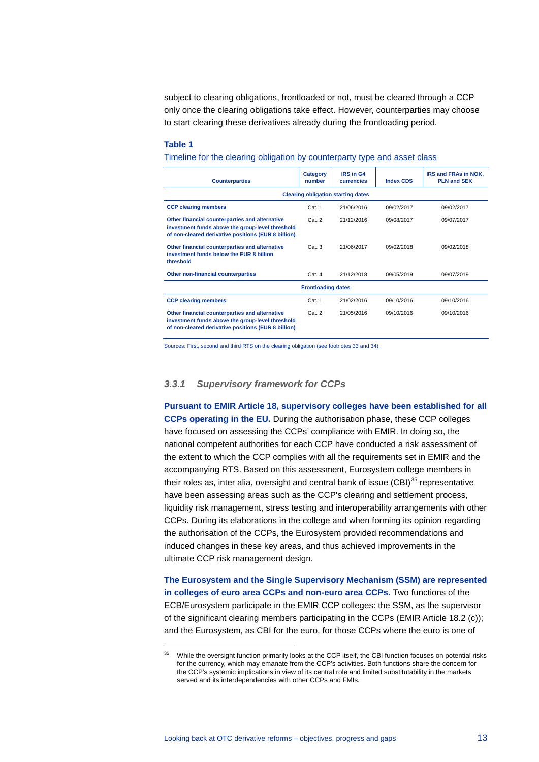subject to clearing obligations, frontloaded or not, must be cleared through a CCP only once the clearing obligations take effect. However, counterparties may choose to start clearing these derivatives already during the frontloading period.

**Table 1**

Timeline for the clearing obligation by counterparty type and asset class

| Counterparties | Category number | IRS in G4 currencies | Index CDS | IRS and FRAs in NOK, PLN and SEK |
|---|---|---|---|---|
| **Clearing obligation starting dates** | | | | |
| **CCP clearing members** | Cat. 1 | 21/06/2016 | 09/02/2017 | 09/02/2017 |
| **Other financial counterparties and alternative investment funds above the group-level threshold of non-cleared derivative positions (EUR 8 billion)** | Cat. 2 | 21/12/2016 | 09/08/2017 | 09/07/2017 |
| **Other financial counterparties and alternative investment funds below the EUR 8 billion threshold** | Cat. 3 | 21/06/2017 | 09/02/2018 | 09/02/2018 |
| **Other non-financial counterparties** | Cat. 4 | 21/12/2018 | 09/05/2019 | 09/07/2019 |
| **Frontloading dates** | | | | |
| **CCP clearing members** | Cat. 1 | 21/02/2016 | 09/10/2016 | 09/10/2016 |
| **Other financial counterparties and alternative investment funds above the group-level threshold of non-cleared derivative positions (EUR 8 billion)** | Cat. 2 | 21/05/2016 | 09/10/2016 | 09/10/2016 |

Sources: First, second and third RTS on the clearing obligation (see footnotes 33 and 34).

### *3.3.1 Supervisory framework for CCPs*

**Pursuant to EMIR Article 18, supervisory colleges have been established for all CCPs operating in the EU.** During the authorisation phase, these CCP colleges have focused on assessing the CCPs' compliance with EMIR. In doing so, the national competent authorities for each CCP have conducted a risk assessment of the extent to which the CCP complies with all the requirements set in EMIR and the accompanying RTS. Based on this assessment, Eurosystem college members in their roles as, inter alia, oversight and central bank of issue (CBI)[35] representative have been assessing areas such as the CCP's clearing and settlement process, liquidity risk management, stress testing and interoperability arrangements with other CCPs. During its elaborations in the college and when forming its opinion regarding the authorisation of the CCPs, the Eurosystem provided recommendations and induced changes in these key areas, and thus achieved improvements in the ultimate CCP risk management design.

**The Eurosystem and the Single Supervisory Mechanism (SSM) are represented in colleges of euro area CCPs and non-euro area CCPs.** Two functions of the ECB/Eurosystem participate in the EMIR CCP colleges: the SSM, as the supervisor of the significant clearing members participating in the CCPs (EMIR Article 18.2 (c)); and the Eurosystem, as CBI for the euro, for those CCPs where the euro is one of

[35] While the oversight function primarily looks at the CCP itself, the CBI function focuses on potential risks for the currency, which may emanate from the CCP's activities. Both functions share the concern for the CCP's systemic implications in view of its central role and limited substitutability in the markets served and its interdependencies with other CCPs and FMIs.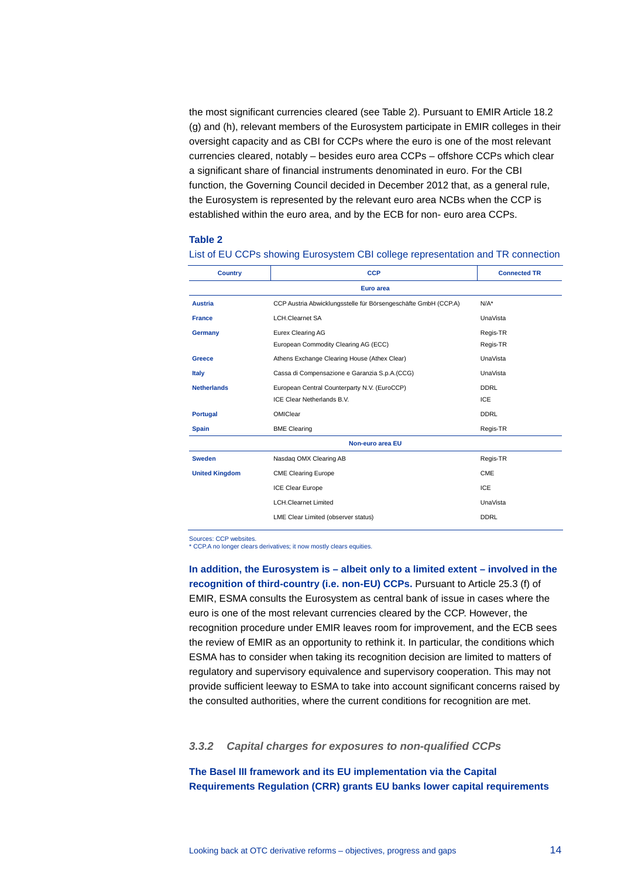the most significant currencies cleared (see Table 2). Pursuant to EMIR Article 18.2 (g) and (h), relevant members of the Eurosystem participate in EMIR colleges in their oversight capacity and as CBI for CCPs where the euro is one of the most relevant currencies cleared, notably – besides euro area CCPs – offshore CCPs which clear a significant share of financial instruments denominated in euro. For the CBI function, the Governing Council decided in December 2012 that, as a general rule, the Eurosystem is represented by the relevant euro area NCBs when the CCP is established within the euro area, and by the ECB for non- euro area CCPs.

**Table 2**

List of EU CCPs showing Eurosystem CBI college representation and TR connection

| Country | CCP | Connected TR |
|---|---|---|
| | **Euro area** | |
| **Austria** | CCP Austria Abwicklungsstelle für Börsengeschäfte GmbH (CCP.A) | N/A* |
| **France** | LCH.Clearnet SA | UnaVista |
| **Germany** | Eurex Clearing AG | Regis-TR |
| | European Commodity Clearing AG (ECC) | Regis-TR |
| **Greece** | Athens Exchange Clearing House (Athex Clear) | UnaVista |
| **Italy** | Cassa di Compensazione e Garanzia S.p.A.(CCG) | UnaVista |
| **Netherlands** | European Central Counterparty N.V. (EuroCCP) | DDRL |
| | ICE Clear Netherlands B.V. | ICE |
| **Portugal** | OMIClear | DDRL |
| **Spain** | BME Clearing | Regis-TR |
| | **Non-euro area EU** | |
| **Sweden** | Nasdaq OMX Clearing AB | Regis-TR |
| **United Kingdom** | CME Clearing Europe | CME |
| | ICE Clear Europe | ICE |
| | LCH.Clearnet Limited | UnaVista |
| | LME Clear Limited (observer status) | DDRL |

Sources: CCP websites.
* CCP.A no longer clears derivatives; it now mostly clears equities.

**In addition, the Eurosystem is – albeit only to a limited extent – involved in the recognition of third-country (i.e. non-EU) CCPs.** Pursuant to Article 25.3 (f) of EMIR, ESMA consults the Eurosystem as central bank of issue in cases where the euro is one of the most relevant currencies cleared by the CCP. However, the recognition procedure under EMIR leaves room for improvement, and the ECB sees the review of EMIR as an opportunity to rethink it. In particular, the conditions which ESMA has to consider when taking its recognition decision are limited to matters of regulatory and supervisory equivalence and supervisory cooperation. This may not provide sufficient leeway to ESMA to take into account significant concerns raised by the consulted authorities, where the current conditions for recognition are met.

### *3.3.2 Capital charges for exposures to non-qualified CCPs*

**The Basel III framework and its EU implementation via the Capital Requirements Regulation (CRR) grants EU banks lower capital requirements**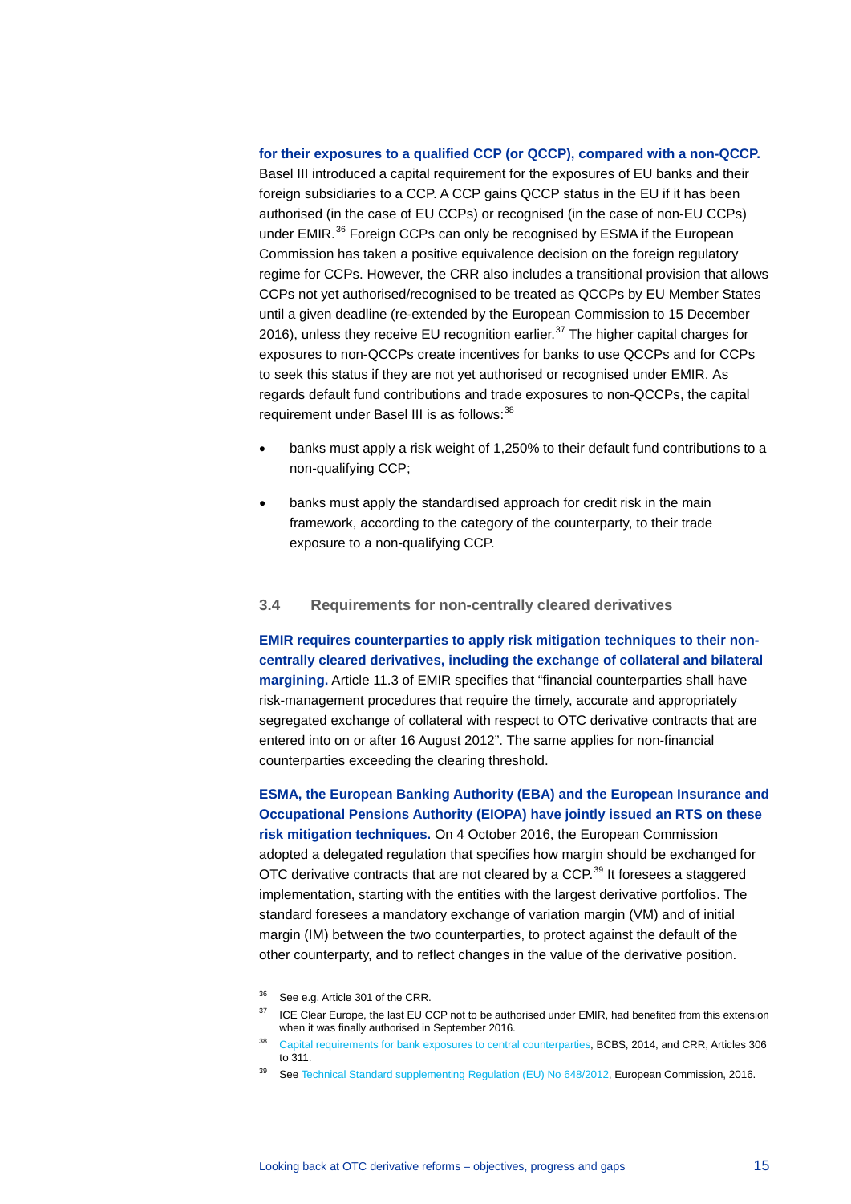**for their exposures to a qualified CCP (or QCCP), compared with a non-QCCP.** Basel III introduced a capital requirement for the exposures of EU banks and their foreign subsidiaries to a CCP. A CCP gains QCCP status in the EU if it has been authorised (in the case of EU CCPs) or recognised (in the case of non-EU CCPs) under EMIR.[36] Foreign CCPs can only be recognised by ESMA if the European Commission has taken a positive equivalence decision on the foreign regulatory regime for CCPs. However, the CRR also includes a transitional provision that allows CCPs not yet authorised/recognised to be treated as QCCPs by EU Member States until a given deadline (re-extended by the European Commission to 15 December 2016), unless they receive EU recognition earlier.[37] The higher capital charges for exposures to non-QCCPs create incentives for banks to use QCCPs and for CCPs to seek this status if they are not yet authorised or recognised under EMIR. As regards default fund contributions and trade exposures to non-QCCPs, the capital requirement under Basel III is as follows:[38]

- banks must apply a risk weight of 1,250% to their default fund contributions to a non-qualifying CCP;
- banks must apply the standardised approach for credit risk in the main framework, according to the category of the counterparty, to their trade exposure to a non-qualifying CCP.

### 3.4 Requirements for non-centrally cleared derivatives

**EMIR requires counterparties to apply risk mitigation techniques to their non-centrally cleared derivatives, including the exchange of collateral and bilateral margining.** Article 11.3 of EMIR specifies that "financial counterparties shall have risk-management procedures that require the timely, accurate and appropriately segregated exchange of collateral with respect to OTC derivative contracts that are entered into on or after 16 August 2012". The same applies for non-financial counterparties exceeding the clearing threshold.

**ESMA, the European Banking Authority (EBA) and the European Insurance and Occupational Pensions Authority (EIOPA) have jointly issued an RTS on these risk mitigation techniques.** On 4 October 2016, the European Commission adopted a delegated regulation that specifies how margin should be exchanged for OTC derivative contracts that are not cleared by a CCP.[39] It foresees a staggered implementation, starting with the entities with the largest derivative portfolios. The standard foresees a mandatory exchange of variation margin (VM) and of initial margin (IM) between the two counterparties, to protect against the default of the other counterparty, and to reflect changes in the value of the derivative position.

---

[36] See e.g. Article 301 of the CRR.

[37] ICE Clear Europe, the last EU CCP not to be authorised under EMIR, had benefited from this extension when it was finally authorised in September 2016.

[38] Capital requirements for bank exposures to central counterparties, BCBS, 2014, and CRR, Articles 306 to 311.

[39] See Technical Standard supplementing Regulation (EU) No 648/2012, European Commission, 2016.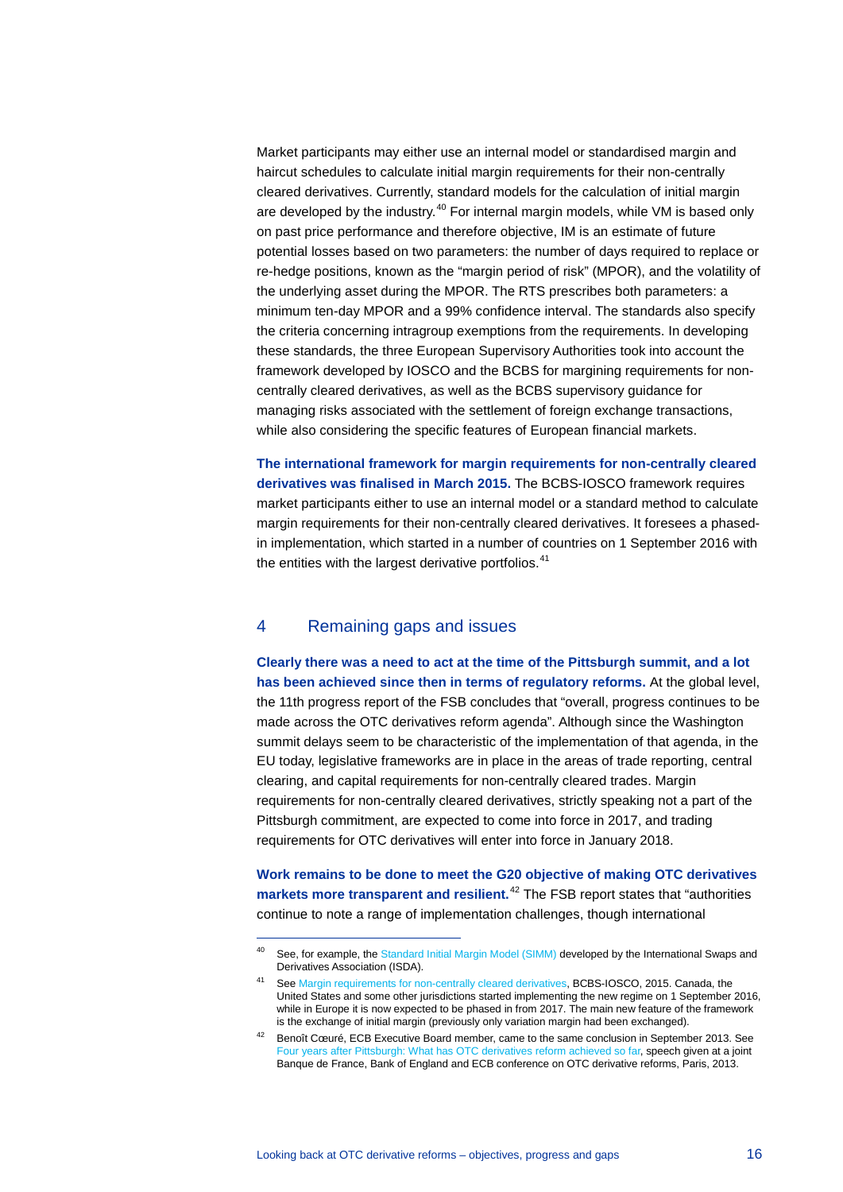Market participants may either use an internal model or standardised margin and haircut schedules to calculate initial margin requirements for their non-centrally cleared derivatives. Currently, standard models for the calculation of initial margin are developed by the industry.[40] For internal margin models, while VM is based only on past price performance and therefore objective, IM is an estimate of future potential losses based on two parameters: the number of days required to replace or re-hedge positions, known as the "margin period of risk" (MPOR), and the volatility of the underlying asset during the MPOR. The RTS prescribes both parameters: a minimum ten-day MPOR and a 99% confidence interval. The standards also specify the criteria concerning intragroup exemptions from the requirements. In developing these standards, the three European Supervisory Authorities took into account the framework developed by IOSCO and the BCBS for margining requirements for non-centrally cleared derivatives, as well as the BCBS supervisory guidance for managing risks associated with the settlement of foreign exchange transactions, while also considering the specific features of European financial markets.

**The international framework for margin requirements for non-centrally cleared derivatives was finalised in March 2015.** The BCBS-IOSCO framework requires market participants either to use an internal model or a standard method to calculate margin requirements for their non-centrally cleared derivatives. It foresees a phased-in implementation, which started in a number of countries on 1 September 2016 with the entities with the largest derivative portfolios.[41]

## 4 Remaining gaps and issues

**Clearly there was a need to act at the time of the Pittsburgh summit, and a lot has been achieved since then in terms of regulatory reforms.** At the global level, the 11th progress report of the FSB concludes that "overall, progress continues to be made across the OTC derivatives reform agenda". Although since the Washington summit delays seem to be characteristic of the implementation of that agenda, in the EU today, legislative frameworks are in place in the areas of trade reporting, central clearing, and capital requirements for non-centrally cleared trades. Margin requirements for non-centrally cleared derivatives, strictly speaking not a part of the Pittsburgh commitment, are expected to come into force in 2017, and trading requirements for OTC derivatives will enter into force in January 2018.

**Work remains to be done to meet the G20 objective of making OTC derivatives markets more transparent and resilient.**[42] The FSB report states that "authorities continue to note a range of implementation challenges, though international

---

[40] See, for example, the Standard Initial Margin Model (SIMM) developed by the International Swaps and Derivatives Association (ISDA).

[41] See Margin requirements for non-centrally cleared derivatives, BCBS-IOSCO, 2015. Canada, the United States and some other jurisdictions started implementing the new regime on 1 September 2016, while in Europe it is now expected to be phased in from 2017. The main new feature of the framework is the exchange of initial margin (previously only variation margin had been exchanged).

[42] Benoît Cœuré, ECB Executive Board member, came to the same conclusion in September 2013. See Four years after Pittsburgh: What has OTC derivatives reform achieved so far, speech given at a joint Banque de France, Bank of England and ECB conference on OTC derivative reforms, Paris, 2013.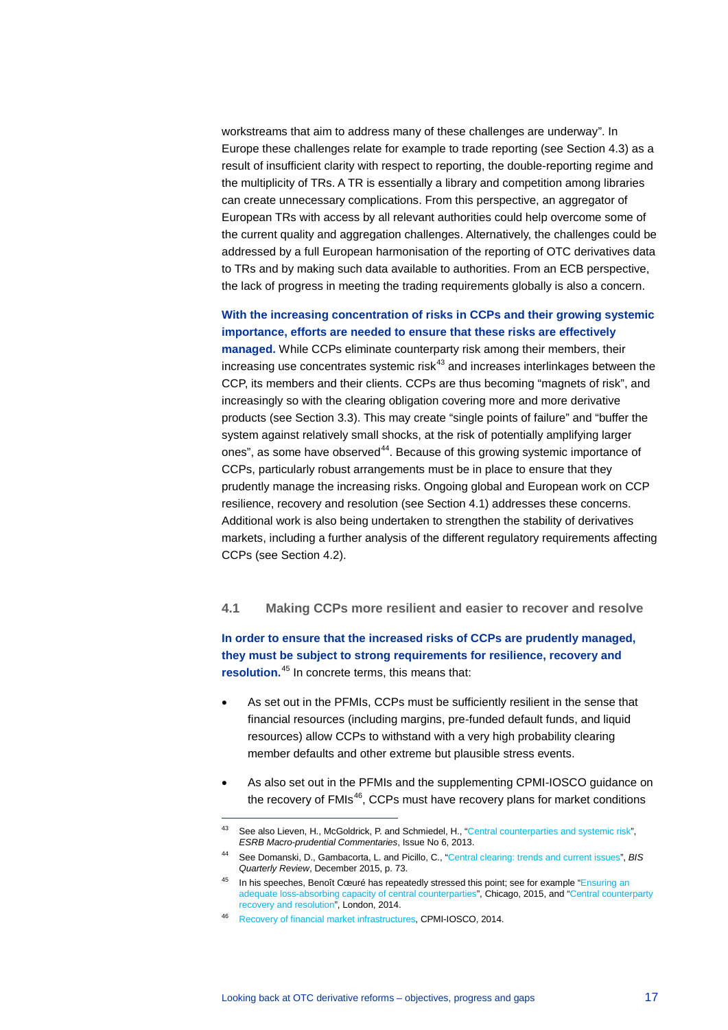workstreams that aim to address many of these challenges are underway". In Europe these challenges relate for example to trade reporting (see Section 4.3) as a result of insufficient clarity with respect to reporting, the double-reporting regime and the multiplicity of TRs. A TR is essentially a library and competition among libraries can create unnecessary complications. From this perspective, an aggregator of European TRs with access by all relevant authorities could help overcome some of the current quality and aggregation challenges. Alternatively, the challenges could be addressed by a full European harmonisation of the reporting of OTC derivatives data to TRs and by making such data available to authorities. From an ECB perspective, the lack of progress in meeting the trading requirements globally is also a concern.

**With the increasing concentration of risks in CCPs and their growing systemic importance, efforts are needed to ensure that these risks are effectively managed.** While CCPs eliminate counterparty risk among their members, their increasing use concentrates systemic risk[43] and increases interlinkages between the CCP, its members and their clients. CCPs are thus becoming "magnets of risk", and increasingly so with the clearing obligation covering more and more derivative products (see Section 3.3). This may create "single points of failure" and "buffer the system against relatively small shocks, at the risk of potentially amplifying larger ones", as some have observed[44]. Because of this growing systemic importance of CCPs, particularly robust arrangements must be in place to ensure that they prudently manage the increasing risks. Ongoing global and European work on CCP resilience, recovery and resolution (see Section 4.1) addresses these concerns. Additional work is also being undertaken to strengthen the stability of derivatives markets, including a further analysis of the different regulatory requirements affecting CCPs (see Section 4.2).

## 4.1 Making CCPs more resilient and easier to recover and resolve

**In order to ensure that the increased risks of CCPs are prudently managed, they must be subject to strong requirements for resilience, recovery and resolution.**[45] In concrete terms, this means that:

- As set out in the PFMIs, CCPs must be sufficiently resilient in the sense that financial resources (including margins, pre-funded default funds, and liquid resources) allow CCPs to withstand with a very high probability clearing member defaults and other extreme but plausible stress events.
- As also set out in the PFMIs and the supplementing CPMI-IOSCO guidance on the recovery of FMIs[46], CCPs must have recovery plans for market conditions

---

[43] See also Lieven, H., McGoldrick, P. and Schmiedel, H., "Central counterparties and systemic risk", *ESRB Macro-prudential Commentaries*, Issue No 6, 2013.

[44] See Domanski, D., Gambacorta, L. and Picillo, C., "Central clearing: trends and current issues", *BIS Quarterly Review*, December 2015, p. 73.

[45] In his speeches, Benoît Cœuré has repeatedly stressed this point; see for example "Ensuring an adequate loss-absorbing capacity of central counterparties", Chicago, 2015, and "Central counterparty recovery and resolution", London, 2014.

[46] Recovery of financial market infrastructures, CPMI-IOSCO, 2014.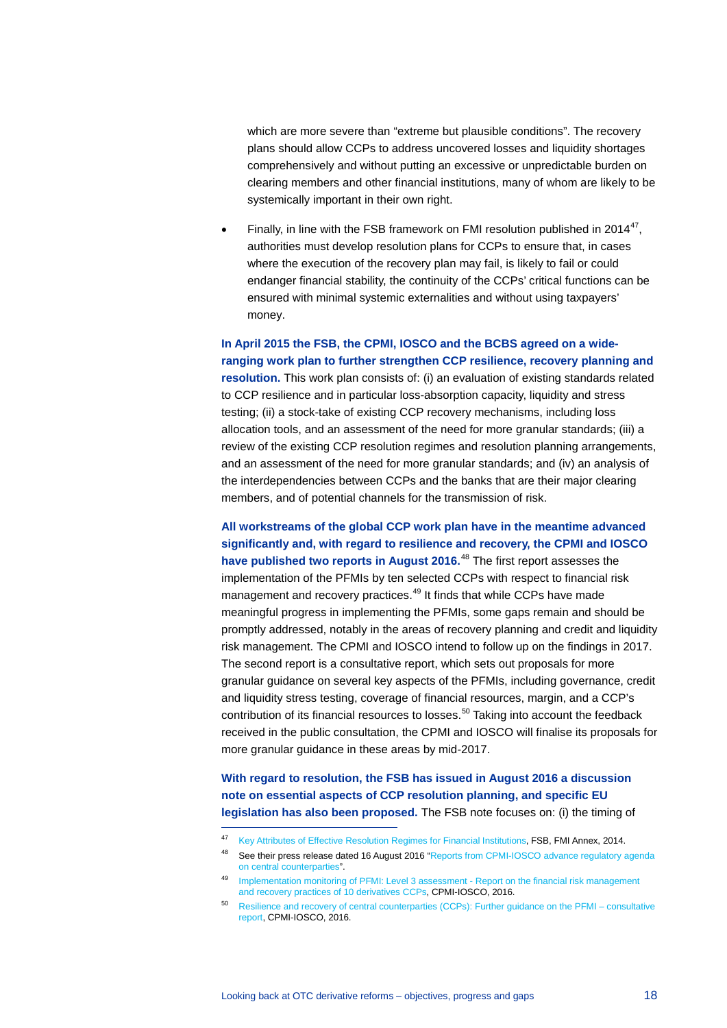which are more severe than "extreme but plausible conditions". The recovery plans should allow CCPs to address uncovered losses and liquidity shortages comprehensively and without putting an excessive or unpredictable burden on clearing members and other financial institutions, many of whom are likely to be systemically important in their own right.

- Finally, in line with the FSB framework on FMI resolution published in 2014[47], authorities must develop resolution plans for CCPs to ensure that, in cases where the execution of the recovery plan may fail, is likely to fail or could endanger financial stability, the continuity of the CCPs' critical functions can be ensured with minimal systemic externalities and without using taxpayers' money.

**In April 2015 the FSB, the CPMI, IOSCO and the BCBS agreed on a wide-ranging work plan to further strengthen CCP resilience, recovery planning and resolution.** This work plan consists of: (i) an evaluation of existing standards related to CCP resilience and in particular loss-absorption capacity, liquidity and stress testing; (ii) a stock-take of existing CCP recovery mechanisms, including loss allocation tools, and an assessment of the need for more granular standards; (iii) a review of the existing CCP resolution regimes and resolution planning arrangements, and an assessment of the need for more granular standards; and (iv) an analysis of the interdependencies between CCPs and the banks that are their major clearing members, and of potential channels for the transmission of risk.

**All workstreams of the global CCP work plan have in the meantime advanced significantly and, with regard to resilience and recovery, the CPMI and IOSCO have published two reports in August 2016.**[48] The first report assesses the implementation of the PFMIs by ten selected CCPs with respect to financial risk management and recovery practices.[49] It finds that while CCPs have made meaningful progress in implementing the PFMIs, some gaps remain and should be promptly addressed, notably in the areas of recovery planning and credit and liquidity risk management. The CPMI and IOSCO intend to follow up on the findings in 2017. The second report is a consultative report, which sets out proposals for more granular guidance on several key aspects of the PFMIs, including governance, credit and liquidity stress testing, coverage of financial resources, margin, and a CCP's contribution of its financial resources to losses.[50] Taking into account the feedback received in the public consultation, the CPMI and IOSCO will finalise its proposals for more granular guidance in these areas by mid-2017.

**With regard to resolution, the FSB has issued in August 2016 a discussion note on essential aspects of CCP resolution planning, and specific EU legislation has also been proposed.** The FSB note focuses on: (i) the timing of

---

[47] Key Attributes of Effective Resolution Regimes for Financial Institutions, FSB, FMI Annex, 2014.

[48] See their press release dated 16 August 2016 "Reports from CPMI-IOSCO advance regulatory agenda on central counterparties".

[49] Implementation monitoring of PFMI: Level 3 assessment - Report on the financial risk management and recovery practices of 10 derivatives CCPs, CPMI-IOSCO, 2016.

[50] Resilience and recovery of central counterparties (CCPs): Further guidance on the PFMI – consultative report, CPMI-IOSCO, 2016.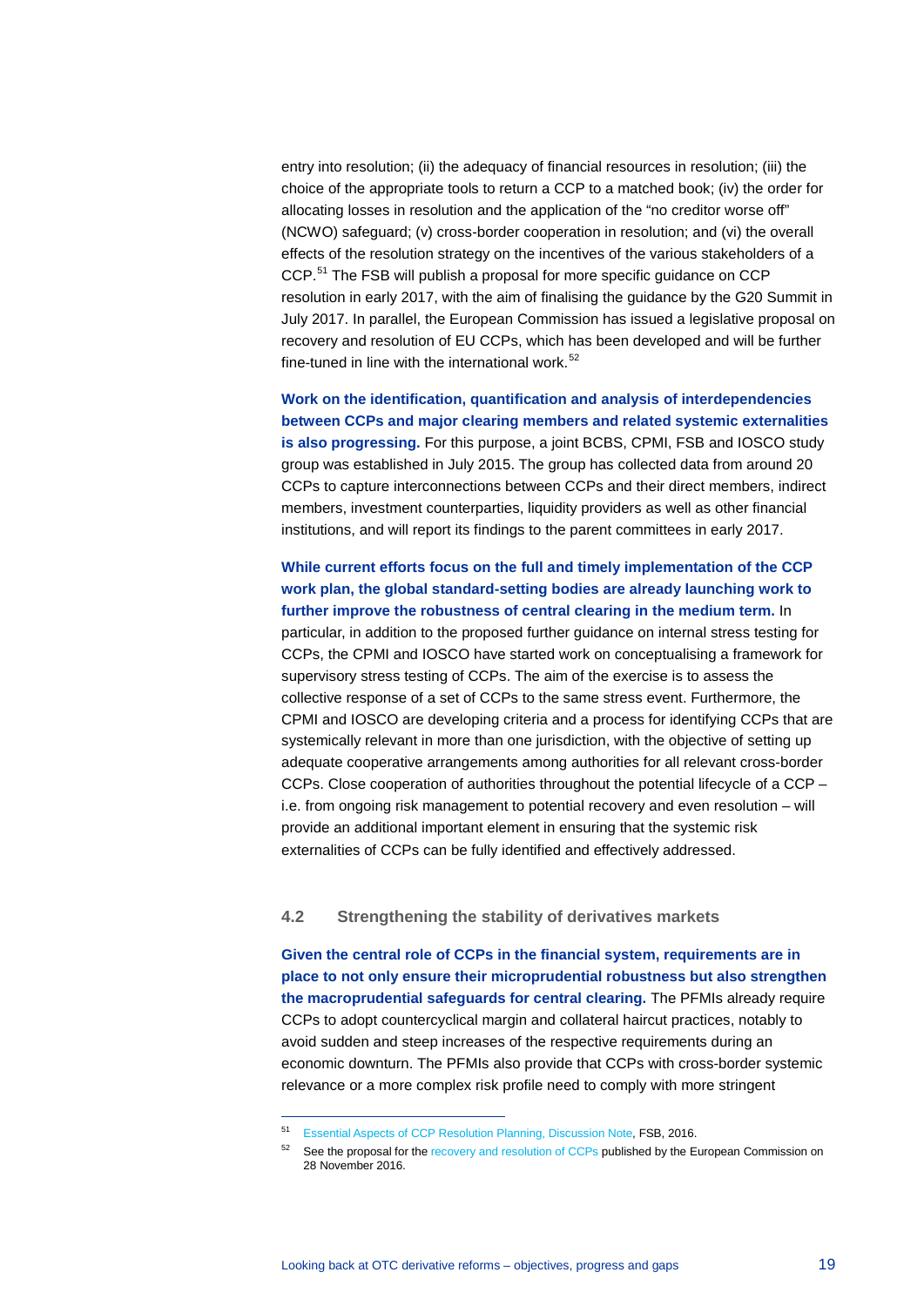entry into resolution; (ii) the adequacy of financial resources in resolution; (iii) the choice of the appropriate tools to return a CCP to a matched book; (iv) the order for allocating losses in resolution and the application of the "no creditor worse off" (NCWO) safeguard; (v) cross-border cooperation in resolution; and (vi) the overall effects of the resolution strategy on the incentives of the various stakeholders of a CCP.[51] The FSB will publish a proposal for more specific guidance on CCP resolution in early 2017, with the aim of finalising the guidance by the G20 Summit in July 2017. In parallel, the European Commission has issued a legislative proposal on recovery and resolution of EU CCPs, which has been developed and will be further fine-tuned in line with the international work.[52]

**Work on the identification, quantification and analysis of interdependencies between CCPs and major clearing members and related systemic externalities is also progressing.** For this purpose, a joint BCBS, CPMI, FSB and IOSCO study group was established in July 2015. The group has collected data from around 20 CCPs to capture interconnections between CCPs and their direct members, indirect members, investment counterparties, liquidity providers as well as other financial institutions, and will report its findings to the parent committees in early 2017.

**While current efforts focus on the full and timely implementation of the CCP work plan, the global standard-setting bodies are already launching work to further improve the robustness of central clearing in the medium term.** In particular, in addition to the proposed further guidance on internal stress testing for CCPs, the CPMI and IOSCO have started work on conceptualising a framework for supervisory stress testing of CCPs. The aim of the exercise is to assess the collective response of a set of CCPs to the same stress event. Furthermore, the CPMI and IOSCO are developing criteria and a process for identifying CCPs that are systemically relevant in more than one jurisdiction, with the objective of setting up adequate cooperative arrangements among authorities for all relevant cross-border CCPs. Close cooperation of authorities throughout the potential lifecycle of a CCP – i.e. from ongoing risk management to potential recovery and even resolution – will provide an additional important element in ensuring that the systemic risk externalities of CCPs can be fully identified and effectively addressed.

## 4.2 Strengthening the stability of derivatives markets

**Given the central role of CCPs in the financial system, requirements are in place to not only ensure their microprudential robustness but also strengthen the macroprudential safeguards for central clearing.** The PFMIs already require CCPs to adopt countercyclical margin and collateral haircut practices, notably to avoid sudden and steep increases of the respective requirements during an economic downturn. The PFMIs also provide that CCPs with cross-border systemic relevance or a more complex risk profile need to comply with more stringent

---

[51] Essential Aspects of CCP Resolution Planning, Discussion Note, FSB, 2016.

[52] See the proposal for the recovery and resolution of CCPs published by the European Commission on 28 November 2016.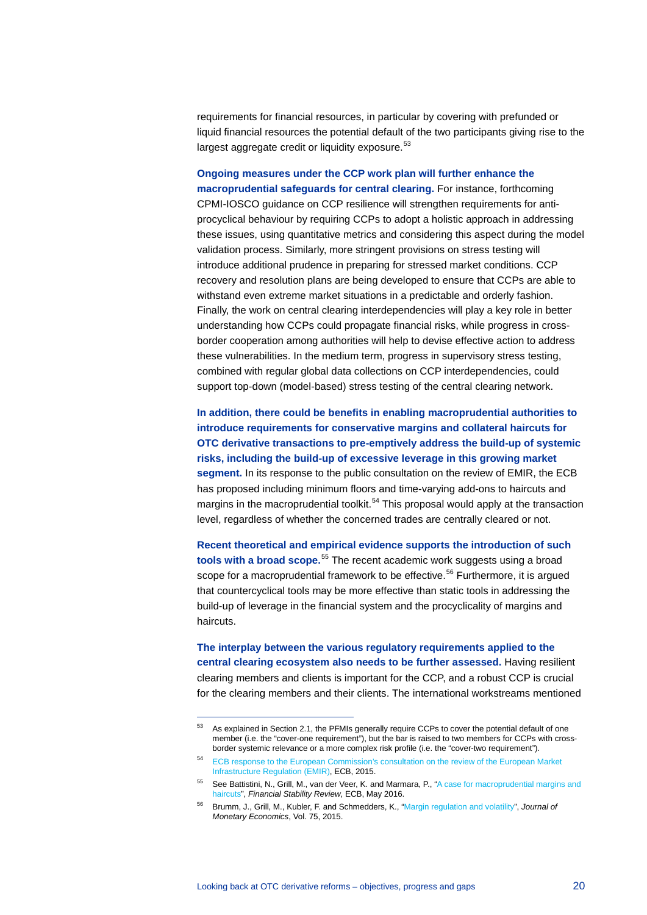requirements for financial resources, in particular by covering with prefunded or liquid financial resources the potential default of the two participants giving rise to the largest aggregate credit or liquidity exposure.[53]

**Ongoing measures under the CCP work plan will further enhance the macroprudential safeguards for central clearing.** For instance, forthcoming CPMI-IOSCO guidance on CCP resilience will strengthen requirements for anti-procyclical behaviour by requiring CCPs to adopt a holistic approach in addressing these issues, using quantitative metrics and considering this aspect during the model validation process. Similarly, more stringent provisions on stress testing will introduce additional prudence in preparing for stressed market conditions. CCP recovery and resolution plans are being developed to ensure that CCPs are able to withstand even extreme market situations in a predictable and orderly fashion. Finally, the work on central clearing interdependencies will play a key role in better understanding how CCPs could propagate financial risks, while progress in cross-border cooperation among authorities will help to devise effective action to address these vulnerabilities. In the medium term, progress in supervisory stress testing, combined with regular global data collections on CCP interdependencies, could support top-down (model-based) stress testing of the central clearing network.

**In addition, there could be benefits in enabling macroprudential authorities to introduce requirements for conservative margins and collateral haircuts for OTC derivative transactions to pre-emptively address the build-up of systemic risks, including the build-up of excessive leverage in this growing market segment.** In its response to the public consultation on the review of EMIR, the ECB has proposed including minimum floors and time-varying add-ons to haircuts and margins in the macroprudential toolkit.[54] This proposal would apply at the transaction level, regardless of whether the concerned trades are centrally cleared or not.

**Recent theoretical and empirical evidence supports the introduction of such tools with a broad scope.**[55] The recent academic work suggests using a broad scope for a macroprudential framework to be effective.[56] Furthermore, it is argued that countercyclical tools may be more effective than static tools in addressing the build-up of leverage in the financial system and the procyclicality of margins and haircuts.

**The interplay between the various regulatory requirements applied to the central clearing ecosystem also needs to be further assessed.** Having resilient clearing members and clients is important for the CCP, and a robust CCP is crucial for the clearing members and their clients. The international workstreams mentioned

---

[53] As explained in Section 2.1, the PFMIs generally require CCPs to cover the potential default of one member (i.e. the "cover-one requirement"), but the bar is raised to two members for CCPs with cross-border systemic relevance or a more complex risk profile (i.e. the "cover-two requirement").

[54] ECB response to the European Commission's consultation on the review of the European Market Infrastructure Regulation (EMIR), ECB, 2015.

[55] See Battistini, N., Grill, M., van der Veer, K. and Marmara, P., "A case for macroprudential margins and haircuts", *Financial Stability Review*, ECB, May 2016.

[56] Brumm, J., Grill, M., Kubler, F. and Schmedders, K., "Margin regulation and volatility", *Journal of Monetary Economics*, Vol. 75, 2015.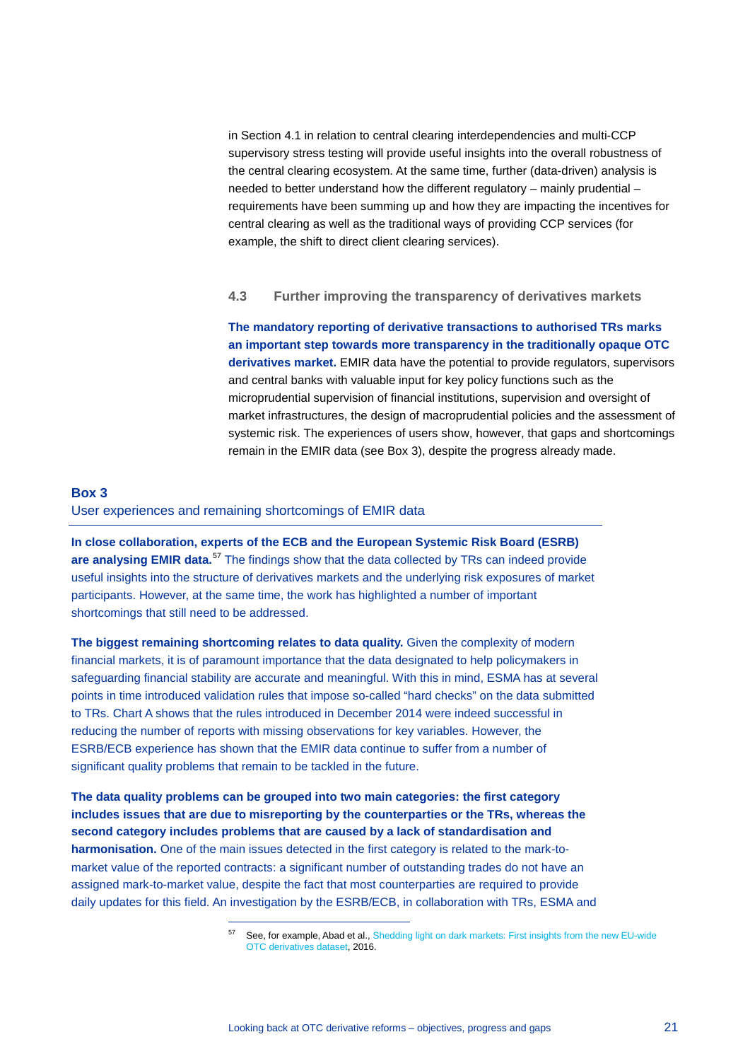in Section 4.1 in relation to central clearing interdependencies and multi-CCP supervisory stress testing will provide useful insights into the overall robustness of the central clearing ecosystem. At the same time, further (data-driven) analysis is needed to better understand how the different regulatory – mainly prudential – requirements have been summing up and how they are impacting the incentives for central clearing as well as the traditional ways of providing CCP services (for example, the shift to direct client clearing services).

### 4.3 Further improving the transparency of derivatives markets

**The mandatory reporting of derivative transactions to authorised TRs marks an important step towards more transparency in the traditionally opaque OTC derivatives market.** EMIR data have the potential to provide regulators, supervisors and central banks with valuable input for key policy functions such as the microprudential supervision of financial institutions, supervision and oversight of market infrastructures, the design of macroprudential policies and the assessment of systemic risk. The experiences of users show, however, that gaps and shortcomings remain in the EMIR data (see Box 3), despite the progress already made.

#### Box 3
User experiences and remaining shortcomings of EMIR data

**In close collaboration, experts of the ECB and the European Systemic Risk Board (ESRB) are analysing EMIR data.**[57] The findings show that the data collected by TRs can indeed provide useful insights into the structure of derivatives markets and the underlying risk exposures of market participants. However, at the same time, the work has highlighted a number of important shortcomings that still need to be addressed.

**The biggest remaining shortcoming relates to data quality.** Given the complexity of modern financial markets, it is of paramount importance that the data designated to help policymakers in safeguarding financial stability are accurate and meaningful. With this in mind, ESMA has at several points in time introduced validation rules that impose so-called "hard checks" on the data submitted to TRs. Chart A shows that the rules introduced in December 2014 were indeed successful in reducing the number of reports with missing observations for key variables. However, the ESRB/ECB experience has shown that the EMIR data continue to suffer from a number of significant quality problems that remain to be tackled in the future.

**The data quality problems can be grouped into two main categories: the first category includes issues that are due to misreporting by the counterparties or the TRs, whereas the second category includes problems that are caused by a lack of standardisation and harmonisation.** One of the main issues detected in the first category is related to the mark-to-market value of the reported contracts: a significant number of outstanding trades do not have an assigned mark-to-market value, despite the fact that most counterparties are required to provide daily updates for this field. An investigation by the ESRB/ECB, in collaboration with TRs, ESMA and

[57] See, for example, Abad et al., Shedding light on dark markets: First insights from the new EU-wide OTC derivatives dataset, 2016.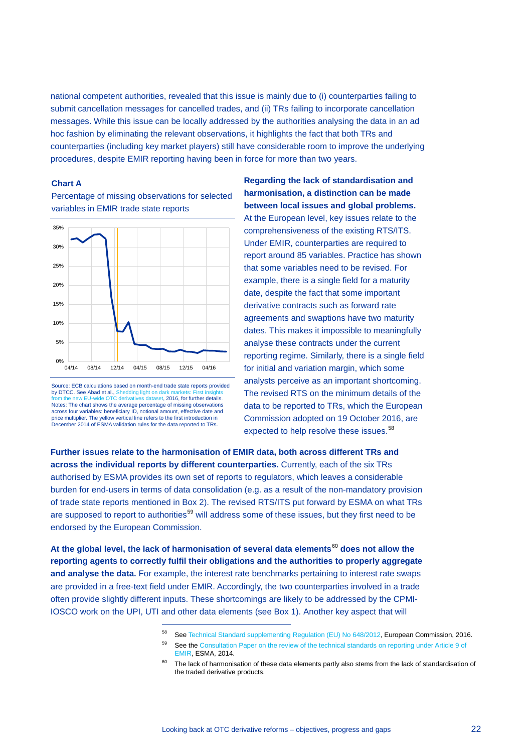national competent authorities, revealed that this issue is mainly due to (i) counterparties failing to submit cancellation messages for cancelled trades, and (ii) TRs failing to incorporate cancellation messages. While this issue can be locally addressed by the authorities analysing the data in an ad hoc fashion by eliminating the relevant observations, it highlights the fact that both TRs and counterparties (including key market players) still have considerable room to improve the underlying procedures, despite EMIR reporting having been in force for more than two years.

**Chart A**

Percentage of missing observations for selected variables in EMIR trade state reports

Source: ECB calculations based on month-end trade state reports provided by DTCC. See Abad et al., Shedding light on dark markets: First insights from the new EU-wide OTC derivatives dataset, 2016, for further details.
Notes: The chart shows the average percentage of missing observations across four variables: beneficiary ID, notional amount, effective date and price multiplier. The yellow vertical line refers to the first introduction in December 2014 of ESMA validation rules for the data reported to TRs.

**Regarding the lack of standardisation and harmonisation, a distinction can be made between local issues and global problems.** At the European level, key issues relate to the comprehensiveness of the existing RTS/ITS. Under EMIR, counterparties are required to report around 85 variables. Practice has shown that some variables need to be revised. For example, there is a single field for a maturity date, despite the fact that some important derivative contracts such as forward rate agreements and swaptions have two maturity dates. This makes it impossible to meaningfully analyse these contracts under the current reporting regime. Similarly, there is a single field for initial and variation margin, which some analysts perceive as an important shortcoming. The revised RTS on the minimum details of the data to be reported to TRs, which the European Commission adopted on 19 October 2016, are expected to help resolve these issues.[58]

**Further issues relate to the harmonisation of EMIR data, both across different TRs and across the individual reports by different counterparties.** Currently, each of the six TRs authorised by ESMA provides its own set of reports to regulators, which leaves a considerable burden for end-users in terms of data consolidation (e.g. as a result of the non-mandatory provision of trade state reports mentioned in Box 2). The revised RTS/ITS put forward by ESMA on what TRs are supposed to report to authorities[59] will address some of these issues, but they first need to be endorsed by the European Commission.

**At the global level, the lack of harmonisation of several data elements[60] does not allow the reporting agents to correctly fulfil their obligations and the authorities to properly aggregate and analyse the data.** For example, the interest rate benchmarks pertaining to interest rate swaps are provided in a free-text field under EMIR. Accordingly, the two counterparties involved in a trade often provide slightly different inputs. These shortcomings are likely to be addressed by the CPMI-IOSCO work on the UPI, UTI and other data elements (see Box 1). Another key aspect that will

[58] See Technical Standard supplementing Regulation (EU) No 648/2012, European Commission, 2016.

[59] See the Consultation Paper on the review of the technical standards on reporting under Article 9 of EMIR, ESMA, 2014.

[60] The lack of harmonisation of these data elements partly also stems from the lack of standardisation of the traded derivative products.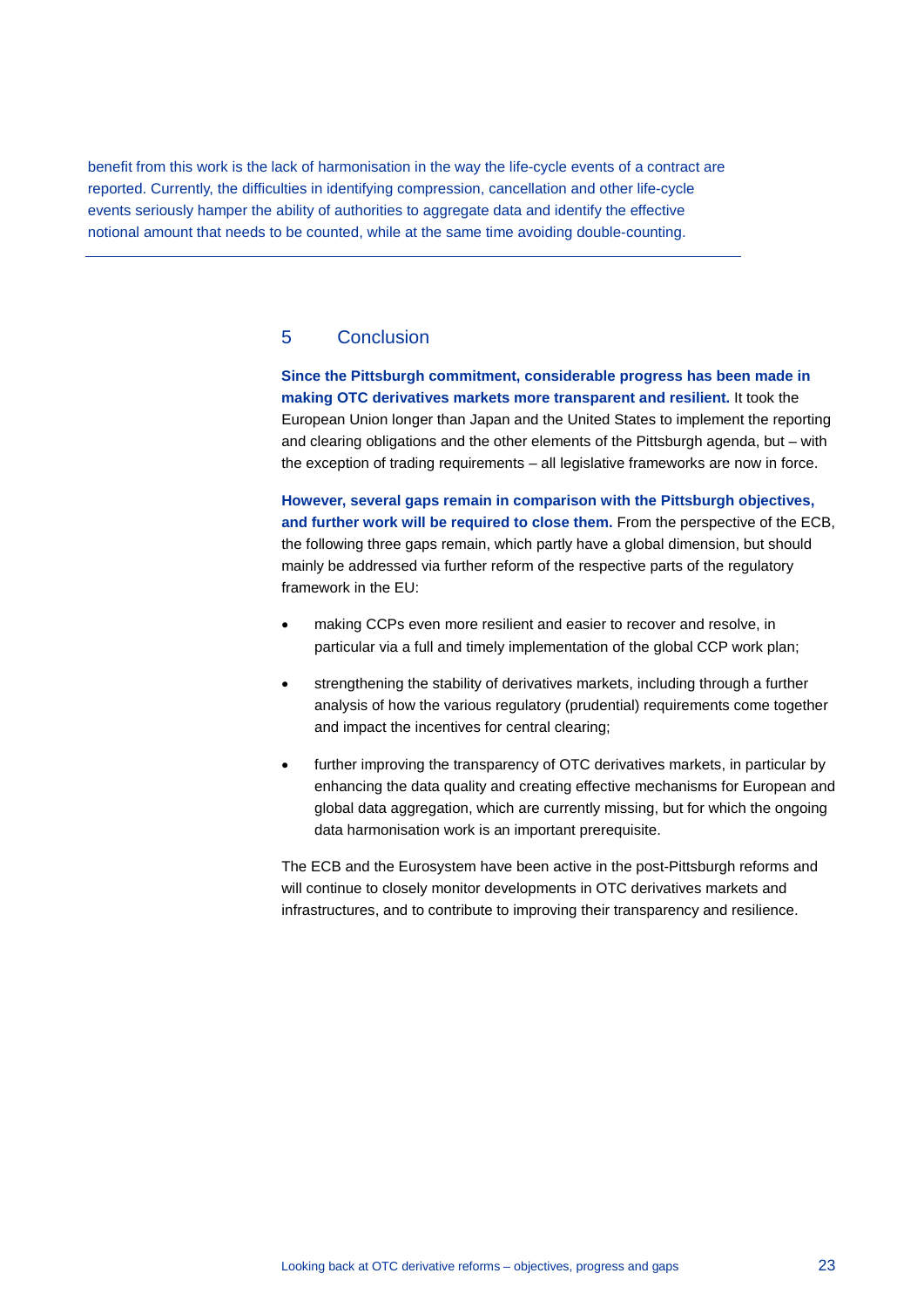benefit from this work is the lack of harmonisation in the way the life-cycle events of a contract are reported. Currently, the difficulties in identifying compression, cancellation and other life-cycle events seriously hamper the ability of authorities to aggregate data and identify the effective notional amount that needs to be counted, while at the same time avoiding double-counting.

## 5 Conclusion

**Since the Pittsburgh commitment, considerable progress has been made in making OTC derivatives markets more transparent and resilient.** It took the European Union longer than Japan and the United States to implement the reporting and clearing obligations and the other elements of the Pittsburgh agenda, but – with the exception of trading requirements – all legislative frameworks are now in force.

**However, several gaps remain in comparison with the Pittsburgh objectives, and further work will be required to close them.** From the perspective of the ECB, the following three gaps remain, which partly have a global dimension, but should mainly be addressed via further reform of the respective parts of the regulatory framework in the EU:

- making CCPs even more resilient and easier to recover and resolve, in particular via a full and timely implementation of the global CCP work plan;
- strengthening the stability of derivatives markets, including through a further analysis of how the various regulatory (prudential) requirements come together and impact the incentives for central clearing;
- further improving the transparency of OTC derivatives markets, in particular by enhancing the data quality and creating effective mechanisms for European and global data aggregation, which are currently missing, but for which the ongoing data harmonisation work is an important prerequisite.

The ECB and the Eurosystem have been active in the post-Pittsburgh reforms and will continue to closely monitor developments in OTC derivatives markets and infrastructures, and to contribute to improving their transparency and resilience.